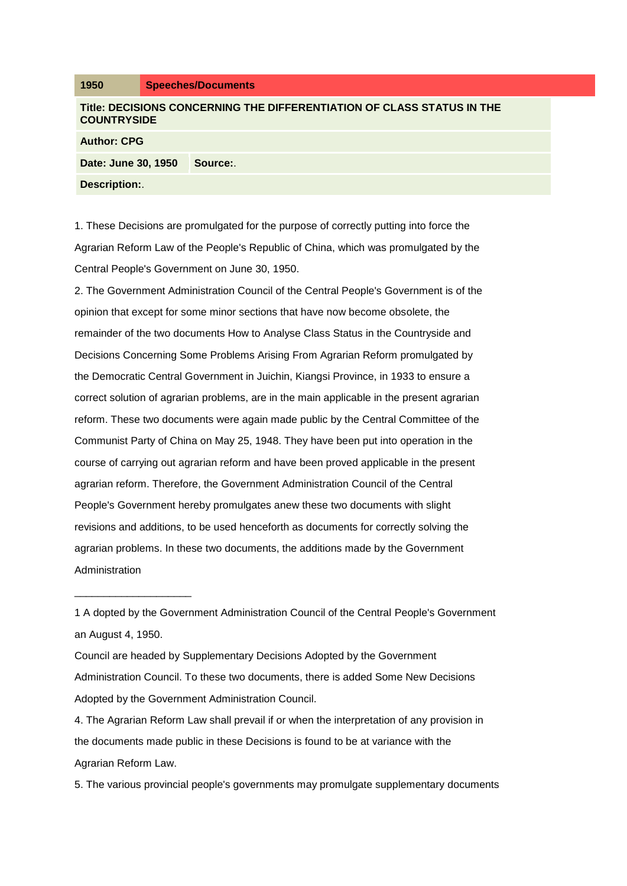| 1950 | Speeches/Documents |
| --- | --- |
| **Title: DECISIONS CONCERNING THE DIFFERENTIATION OF CLASS STATUS IN THE COUNTRYSIDE** | |
| **Author: CPG** | |
| **Date: June 30, 1950** | **Source:**. |
| **Description:**. | |

1. These Decisions are promulgated for the purpose of correctly putting into force the Agrarian Reform Law of the People's Republic of China, which was promulgated by the Central People's Government on June 30, 1950.

2. The Government Administration Council of the Central People's Government is of the opinion that except for some minor sections that have now become obsolete, the remainder of the two documents How to Analyse Class Status in the Countryside and Decisions Concerning Some Problems Arising From Agrarian Reform promulgated by the Democratic Central Government in Juichin, Kiangsi Province, in 1933 to ensure a correct solution of agrarian problems, are in the main applicable in the present agrarian reform. These two documents were again made public by the Central Committee of the Communist Party of China on May 25, 1948. They have been put into operation in the course of carrying out agrarian reform and have been proved applicable in the present agrarian reform. Therefore, the Government Administration Council of the Central People's Government hereby promulgates anew these two documents with slight revisions and additions, to be used henceforth as documents for correctly solving the agrarian problems. In these two documents, the additions made by the Government Administration Council are headed by Supplementary Decisions Adopted by the Government Administration Council. To these two documents, there is added Some New Decisions Adopted by the Government Administration Council.

4. The Agrarian Reform Law shall prevail if or when the interpretation of any provision in the documents made public in these Decisions is found to be at variance with the Agrarian Reform Law.

5. The various provincial people's governments may promulgate supplementary documents

---

1 A dopted by the Government Administration Council of the Central People's Government an August 4, 1950.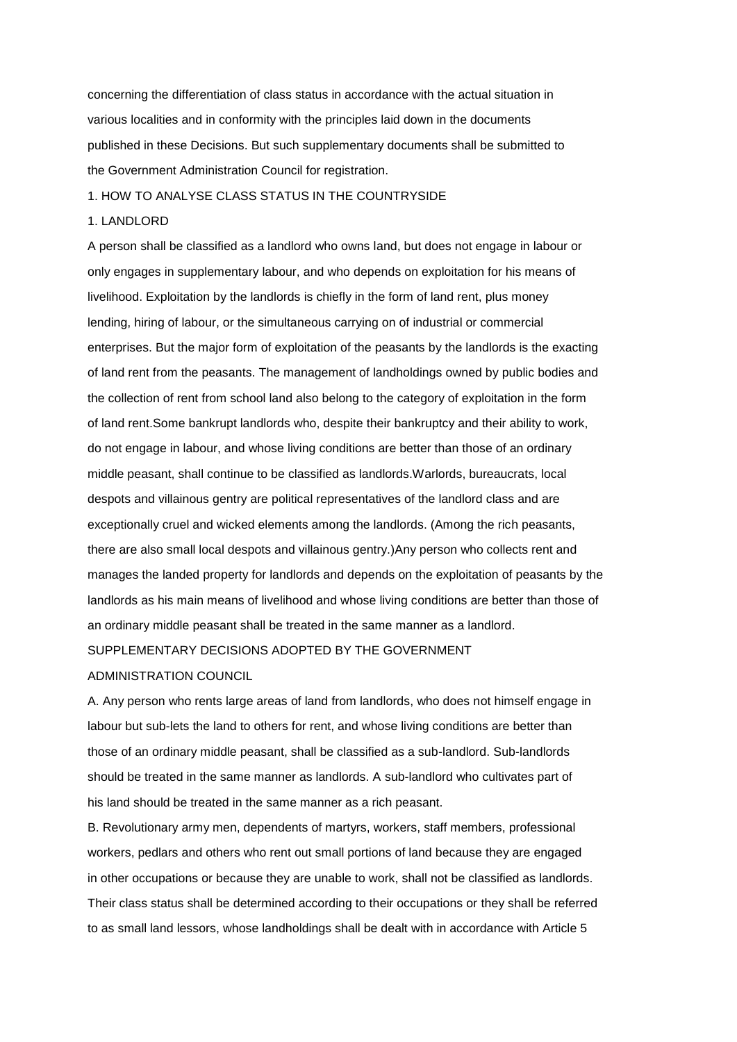concerning the differentiation of class status in accordance with the actual situation in various localities and in conformity with the principles laid down in the documents published in these Decisions. But such supplementary documents shall be submitted to the Government Administration Council for registration.

## 1. HOW TO ANALYSE CLASS STATUS IN THE COUNTRYSIDE

### 1. LANDLORD

A person shall be classified as a landlord who owns land, but does not engage in labour or only engages in supplementary labour, and who depends on exploitation for his means of livelihood. Exploitation by the landlords is chiefly in the form of land rent, plus money lending, hiring of labour, or the simultaneous carrying on of industrial or commercial enterprises. But the major form of exploitation of the peasants by the landlords is the exacting of land rent from the peasants. The management of landholdings owned by public bodies and the collection of rent from school land also belong to the category of exploitation in the form of land rent.Some bankrupt landlords who, despite their bankruptcy and their ability to work, do not engage in labour, and whose living conditions are better than those of an ordinary middle peasant, shall continue to be classified as landlords.Warlords, bureaucrats, local despots and villainous gentry are political representatives of the landlord class and are exceptionally cruel and wicked elements among the landlords. (Among the rich peasants, there are also small local despots and villainous gentry.)Any person who collects rent and manages the landed property for landlords and depends on the exploitation of peasants by the landlords as his main means of livelihood and whose living conditions are better than those of an ordinary middle peasant shall be treated in the same manner as a landlord.

#### SUPPLEMENTARY DECISIONS ADOPTED BY THE GOVERNMENT ADMINISTRATION COUNCIL

A. Any person who rents large areas of land from landlords, who does not himself engage in labour but sub-lets the land to others for rent, and whose living conditions are better than those of an ordinary middle peasant, shall be classified as a sub-landlord. Sub-landlords should be treated in the same manner as landlords. A sub-landlord who cultivates part of his land should be treated in the same manner as a rich peasant.

B. Revolutionary army men, dependents of martyrs, workers, staff members, professional workers, pedlars and others who rent out small portions of land because they are engaged in other occupations or because they are unable to work, shall not be classified as landlords. Their class status shall be determined according to their occupations or they shall be referred to as small land lessors, whose landholdings shall be dealt with in accordance with Article 5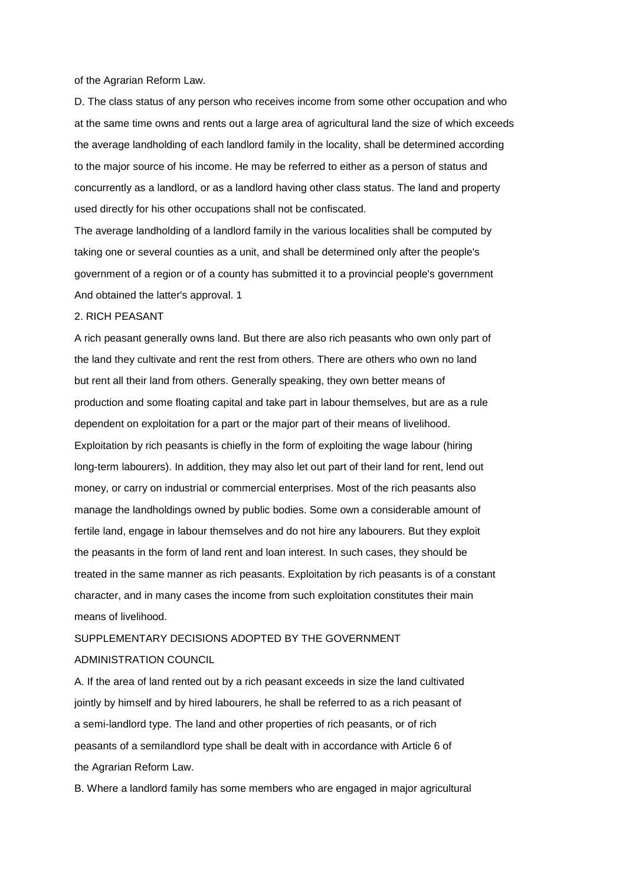of the Agrarian Reform Law.

D. The class status of any person who receives income from some other occupation and who at the same time owns and rents out a large area of agricultural land the size of which exceeds the average landholding of each landlord family in the locality, shall be determined according to the major source of his income. He may be referred to either as a person of status and concurrently as a landlord, or as a landlord having other class status. The land and property used directly for his other occupations shall not be confiscated.

The average landholding of a landlord family in the various localities shall be computed by taking one or several counties as a unit, and shall be determined only after the people's government of a region or of a county has submitted it to a provincial people's government And obtained the latter's approval. 1

## 2. RICH PEASANT

A rich peasant generally owns land. But there are also rich peasants who own only part of the land they cultivate and rent the rest from others. There are others who own no land but rent all their land from others. Generally speaking, they own better means of production and some floating capital and take part in labour themselves, but are as a rule dependent on exploitation for a part or the major part of their means of livelihood. Exploitation by rich peasants is chiefly in the form of exploiting the wage labour (hiring long-term labourers). In addition, they may also let out part of their land for rent, lend out money, or carry on industrial or commercial enterprises. Most of the rich peasants also manage the landholdings owned by public bodies. Some own a considerable amount of fertile land, engage in labour themselves and do not hire any labourers. But they exploit the peasants in the form of land rent and loan interest. In such cases, they should be treated in the same manner as rich peasants. Exploitation by rich peasants is of a constant character, and in many cases the income from such exploitation constitutes their main means of livelihood.

### SUPPLEMENTARY DECISIONS ADOPTED BY THE GOVERNMENT ADMINISTRATION COUNCIL

A. If the area of land rented out by a rich peasant exceeds in size the land cultivated jointly by himself and by hired labourers, he shall be referred to as a rich peasant of a semi-landlord type. The land and other properties of rich peasants, or of rich peasants of a semilandlord type shall be dealt with in accordance with Article 6 of the Agrarian Reform Law.

B. Where a landlord family has some members who are engaged in major agricultural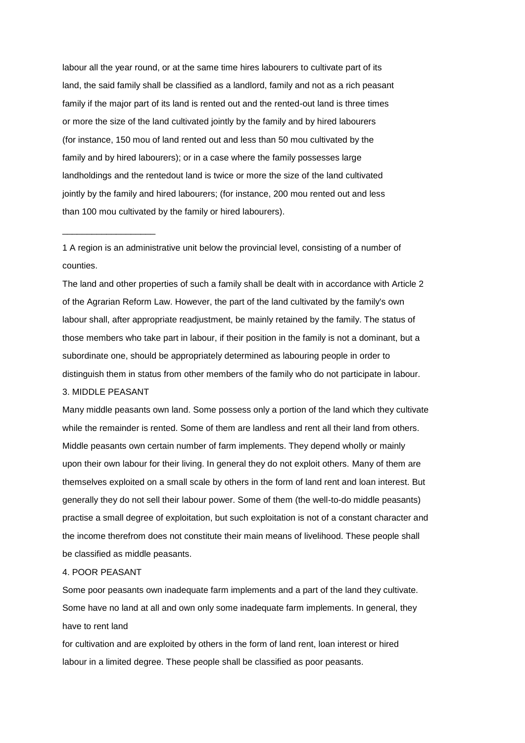labour all the year round, or at the same time hires labourers to cultivate part of its land, the said family shall be classified as a landlord, family and not as a rich peasant family if the major part of its land is rented out and the rented-out land is three times or more the size of the land cultivated jointly by the family and by hired labourers (for instance, 150 mou of land rented out and less than 50 mou cultivated by the family and by hired labourers); or in a case where the family possesses large landholdings and the rentedout land is twice or more the size of the land cultivated jointly by the family and hired labourers; (for instance, 200 mou rented out and less than 100 mou cultivated by the family or hired labourers).

---

1 A region is an administrative unit below the provincial level, consisting of a number of counties.

The land and other properties of such a family shall be dealt with in accordance with Article 2 of the Agrarian Reform Law. However, the part of the land cultivated by the family's own labour shall, after appropriate readjustment, be mainly retained by the family. The status of those members who take part in labour, if their position in the family is not a dominant, but a subordinate one, should be appropriately determined as labouring people in order to distinguish them in status from other members of the family who do not participate in labour.

3. MIDDLE PEASANT

Many middle peasants own land. Some possess only a portion of the land which they cultivate while the remainder is rented. Some of them are landless and rent all their land from others. Middle peasants own certain number of farm implements. They depend wholly or mainly upon their own labour for their living. In general they do not exploit others. Many of them are themselves exploited on a small scale by others in the form of land rent and loan interest. But generally they do not sell their labour power. Some of them (the well-to-do middle peasants) practise a small degree of exploitation, but such exploitation is not of a constant character and the income therefrom does not constitute their main means of livelihood. These people shall be classified as middle peasants.

4. POOR PEASANT

Some poor peasants own inadequate farm implements and a part of the land they cultivate. Some have no land at all and own only some inadequate farm implements. In general, they have to rent land for cultivation and are exploited by others in the form of land rent, loan interest or hired labour in a limited degree. These people shall be classified as poor peasants.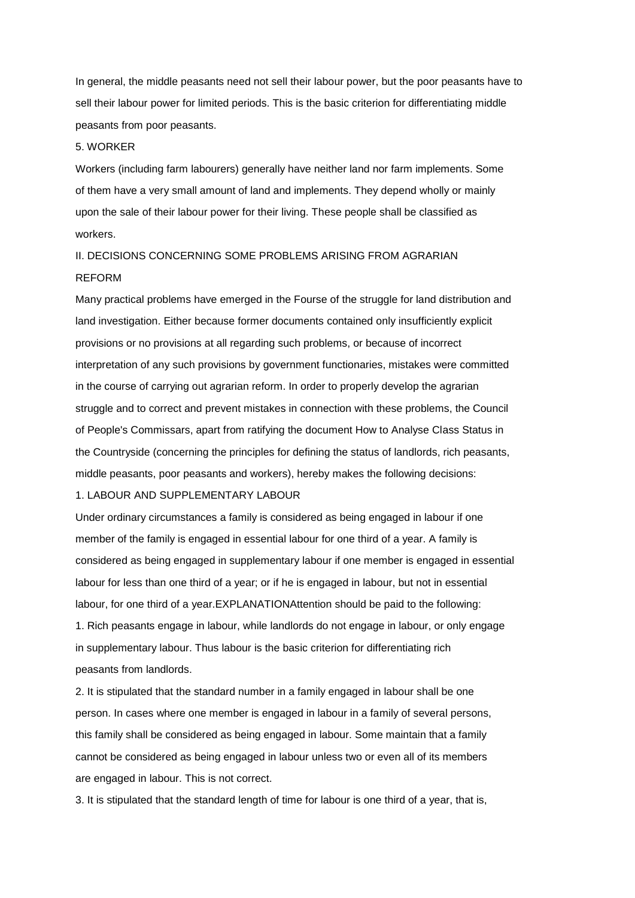In general, the middle peasants need not sell their labour power, but the poor peasants have to sell their labour power for limited periods. This is the basic criterion for differentiating middle peasants from poor peasants.

### 5. WORKER

Workers (including farm labourers) generally have neither land nor farm implements. Some of them have a very small amount of land and implements. They depend wholly or mainly upon the sale of their labour power for their living. These people shall be classified as workers.

## II. DECISIONS CONCERNING SOME PROBLEMS ARISING FROM AGRARIAN REFORM

Many practical problems have emerged in the Fourse of the struggle for land distribution and land investigation. Either because former documents contained only insufficiently explicit provisions or no provisions at all regarding such problems, or because of incorrect interpretation of any such provisions by government functionaries, mistakes were committed in the course of carrying out agrarian reform. In order to properly develop the agrarian struggle and to correct and prevent mistakes in connection with these problems, the Council of People's Commissars, apart from ratifying the document How to Analyse Class Status in the Countryside (concerning the principles for defining the status of landlords, rich peasants, middle peasants, poor peasants and workers), hereby makes the following decisions:

### 1. LABOUR AND SUPPLEMENTARY LABOUR

Under ordinary circumstances a family is considered as being engaged in labour if one member of the family is engaged in essential labour for one third of a year. A family is considered as being engaged in supplementary labour if one member is engaged in essential labour for less than one third of a year; or if he is engaged in labour, but not in essential labour, for one third of a year.EXPLANATIONAttention should be paid to the following:

1. Rich peasants engage in labour, while landlords do not engage in labour, or only engage in supplementary labour. Thus labour is the basic criterion for differentiating rich peasants from landlords.

2. It is stipulated that the standard number in a family engaged in labour shall be one person. In cases where one member is engaged in labour in a family of several persons, this family shall be considered as being engaged in labour. Some maintain that a family cannot be considered as being engaged in labour unless two or even all of its members are engaged in labour. This is not correct.

3. It is stipulated that the standard length of time for labour is one third of a year, that is,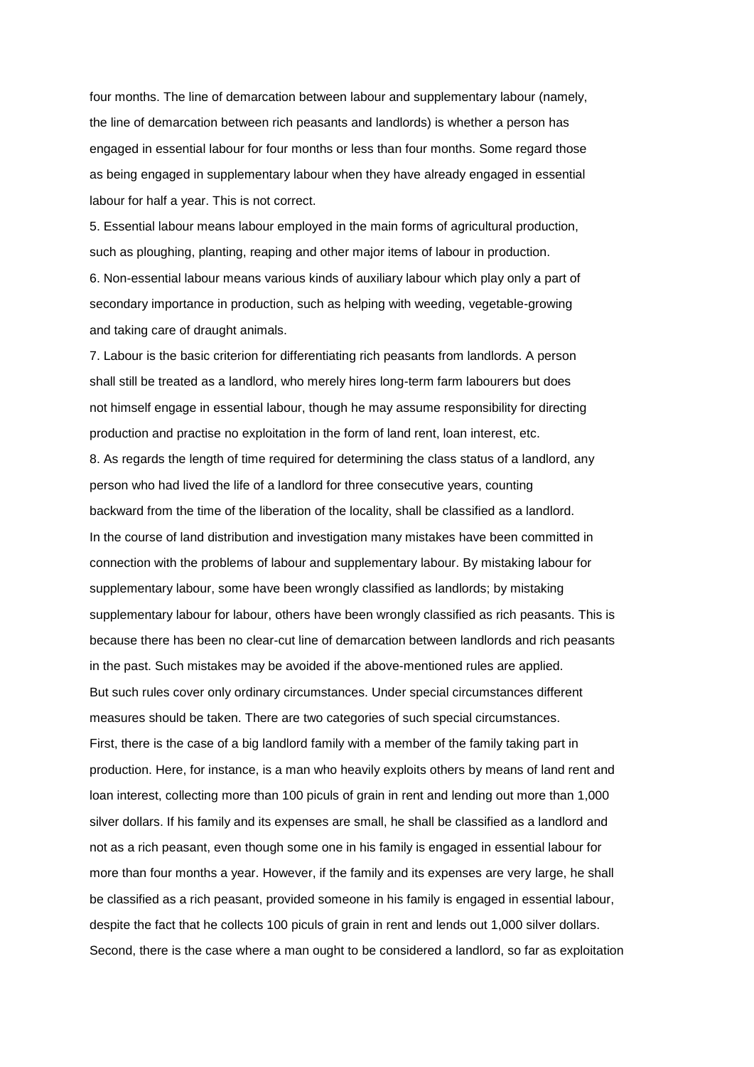four months. The line of demarcation between labour and supplementary labour (namely, the line of demarcation between rich peasants and landlords) is whether a person has engaged in essential labour for four months or less than four months. Some regard those as being engaged in supplementary labour when they have already engaged in essential labour for half a year. This is not correct.

5. Essential labour means labour employed in the main forms of agricultural production, such as ploughing, planting, reaping and other major items of labour in production.

6. Non-essential labour means various kinds of auxiliary labour which play only a part of secondary importance in production, such as helping with weeding, vegetable-growing and taking care of draught animals.

7. Labour is the basic criterion for differentiating rich peasants from landlords. A person shall still be treated as a landlord, who merely hires long-term farm labourers but does not himself engage in essential labour, though he may assume responsibility for directing production and practise no exploitation in the form of land rent, loan interest, etc.

8. As regards the length of time required for determining the class status of a landlord, any person who had lived the life of a landlord for three consecutive years, counting backward from the time of the liberation of the locality, shall be classified as a landlord.

In the course of land distribution and investigation many mistakes have been committed in connection with the problems of labour and supplementary labour. By mistaking labour for supplementary labour, some have been wrongly classified as landlords; by mistaking supplementary labour for labour, others have been wrongly classified as rich peasants. This is because there has been no clear-cut line of demarcation between landlords and rich peasants in the past. Such mistakes may be avoided if the above-mentioned rules are applied.

But such rules cover only ordinary circumstances. Under special circumstances different measures should be taken. There are two categories of such special circumstances.

First, there is the case of a big landlord family with a member of the family taking part in production. Here, for instance, is a man who heavily exploits others by means of land rent and loan interest, collecting more than 100 piculs of grain in rent and lending out more than 1,000 silver dollars. If his family and its expenses are small, he shall be classified as a landlord and not as a rich peasant, even though some one in his family is engaged in essential labour for more than four months a year. However, if the family and its expenses are very large, he shall be classified as a rich peasant, provided someone in his family is engaged in essential labour, despite the fact that he collects 100 piculs of grain in rent and lends out 1,000 silver dollars.

Second, there is the case where a man ought to be considered a landlord, so far as exploitation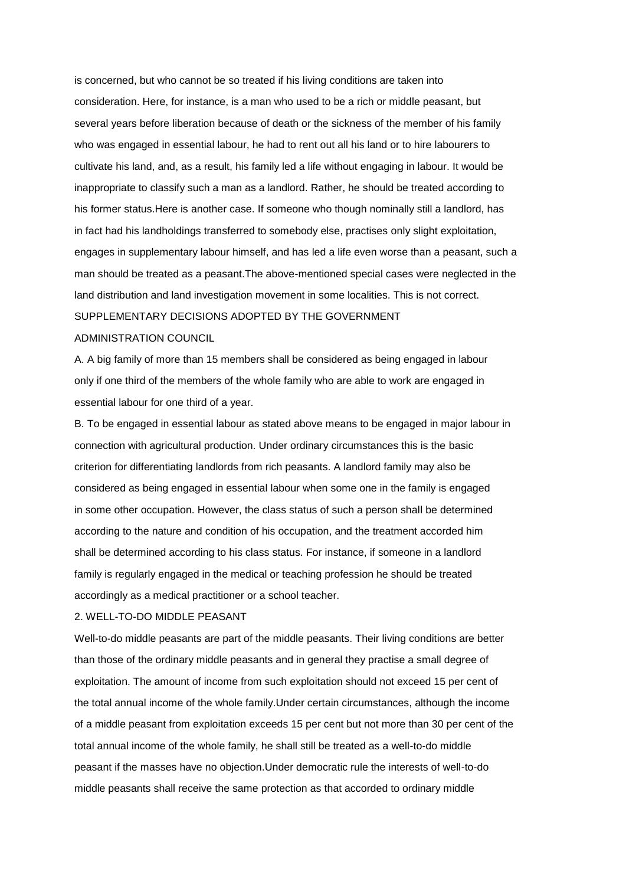is concerned, but who cannot be so treated if his living conditions are taken into consideration. Here, for instance, is a man who used to be a rich or middle peasant, but several years before liberation because of death or the sickness of the member of his family who was engaged in essential labour, he had to rent out all his land or to hire labourers to cultivate his land, and, as a result, his family led a life without engaging in labour. It would be inappropriate to classify such a man as a landlord. Rather, he should be treated according to his former status.Here is another case. If someone who though nominally still a landlord, has in fact had his landholdings transferred to somebody else, practises only slight exploitation, engages in supplementary labour himself, and has led a life even worse than a peasant, such a man should be treated as a peasant.The above-mentioned special cases were neglected in the land distribution and land investigation movement in some localities. This is not correct.

## SUPPLEMENTARY DECISIONS ADOPTED BY THE GOVERNMENT ADMINISTRATION COUNCIL

A. A big family of more than 15 members shall be considered as being engaged in labour only if one third of the members of the whole family who are able to work are engaged in essential labour for one third of a year.

B. To be engaged in essential labour as stated above means to be engaged in major labour in connection with agricultural production. Under ordinary circumstances this is the basic criterion for differentiating landlords from rich peasants. A landlord family may also be considered as being engaged in essential labour when some one in the family is engaged in some other occupation. However, the class status of such a person shall be determined according to the nature and condition of his occupation, and the treatment accorded him shall be determined according to his class status. For instance, if someone in a landlord family is regularly engaged in the medical or teaching profession he should be treated accordingly as a medical practitioner or a school teacher.

## 2. WELL-TO-DO MIDDLE PEASANT

Well-to-do middle peasants are part of the middle peasants. Their living conditions are better than those of the ordinary middle peasants and in general they practise a small degree of exploitation. The amount of income from such exploitation should not exceed 15 per cent of the total annual income of the whole family.Under certain circumstances, although the income of a middle peasant from exploitation exceeds 15 per cent but not more than 30 per cent of the total annual income of the whole family, he shall still be treated as a well-to-do middle peasant if the masses have no objection.Under democratic rule the interests of well-to-do middle peasants shall receive the same protection as that accorded to ordinary middle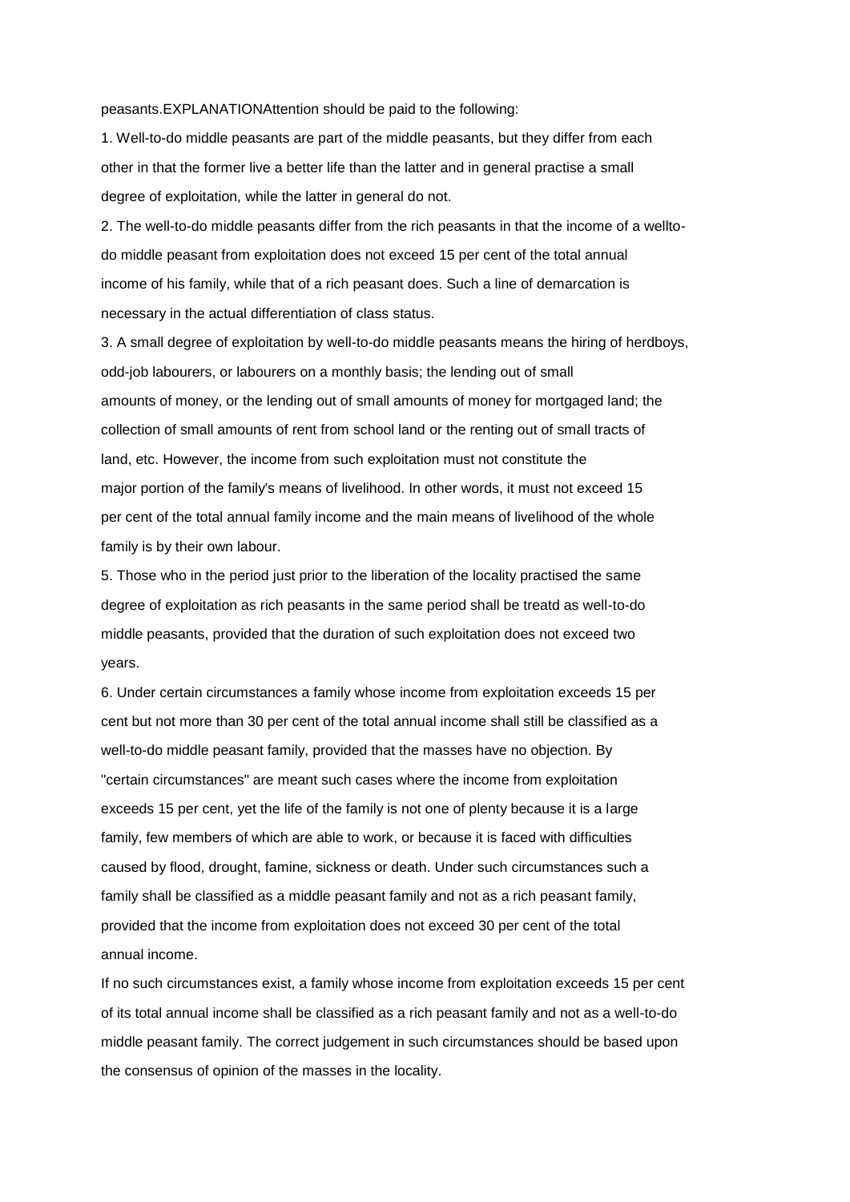peasants.EXPLANATIONAttention should be paid to the following:

1. Well-to-do middle peasants are part of the middle peasants, but they differ from each other in that the former live a better life than the latter and in general practise a small degree of exploitation, while the latter in general do not.

2. The well-to-do middle peasants differ from the rich peasants in that the income of a wellto-do middle peasant from exploitation does not exceed 15 per cent of the total annual income of his family, while that of a rich peasant does. Such a line of demarcation is necessary in the actual differentiation of class status.

3. A small degree of exploitation by well-to-do middle peasants means the hiring of herdboys, odd-job labourers, or labourers on a monthly basis; the lending out of small amounts of money, or the lending out of small amounts of money for mortgaged land; the collection of small amounts of rent from school land or the renting out of small tracts of land, etc. However, the income from such exploitation must not constitute the major portion of the family's means of livelihood. In other words, it must not exceed 15 per cent of the total annual family income and the main means of livelihood of the whole family is by their own labour.

5. Those who in the period just prior to the liberation of the locality practised the same degree of exploitation as rich peasants in the same period shall be treatd as well-to-do middle peasants, provided that the duration of such exploitation does not exceed two years.

6. Under certain circumstances a family whose income from exploitation exceeds 15 per cent but not more than 30 per cent of the total annual income shall still be classified as a well-to-do middle peasant family, provided that the masses have no objection. By "certain circumstances" are meant such cases where the income from exploitation exceeds 15 per cent, yet the life of the family is not one of plenty because it is a large family, few members of which are able to work, or because it is faced with difficulties caused by flood, drought, famine, sickness or death. Under such circumstances such a family shall be classified as a middle peasant family and not as a rich peasant family, provided that the income from exploitation does not exceed 30 per cent of the total annual income.

If no such circumstances exist, a family whose income from exploitation exceeds 15 per cent of its total annual income shall be classified as a rich peasant family and not as a well-to-do middle peasant family. The correct judgement in such circumstances should be based upon the consensus of opinion of the masses in the locality.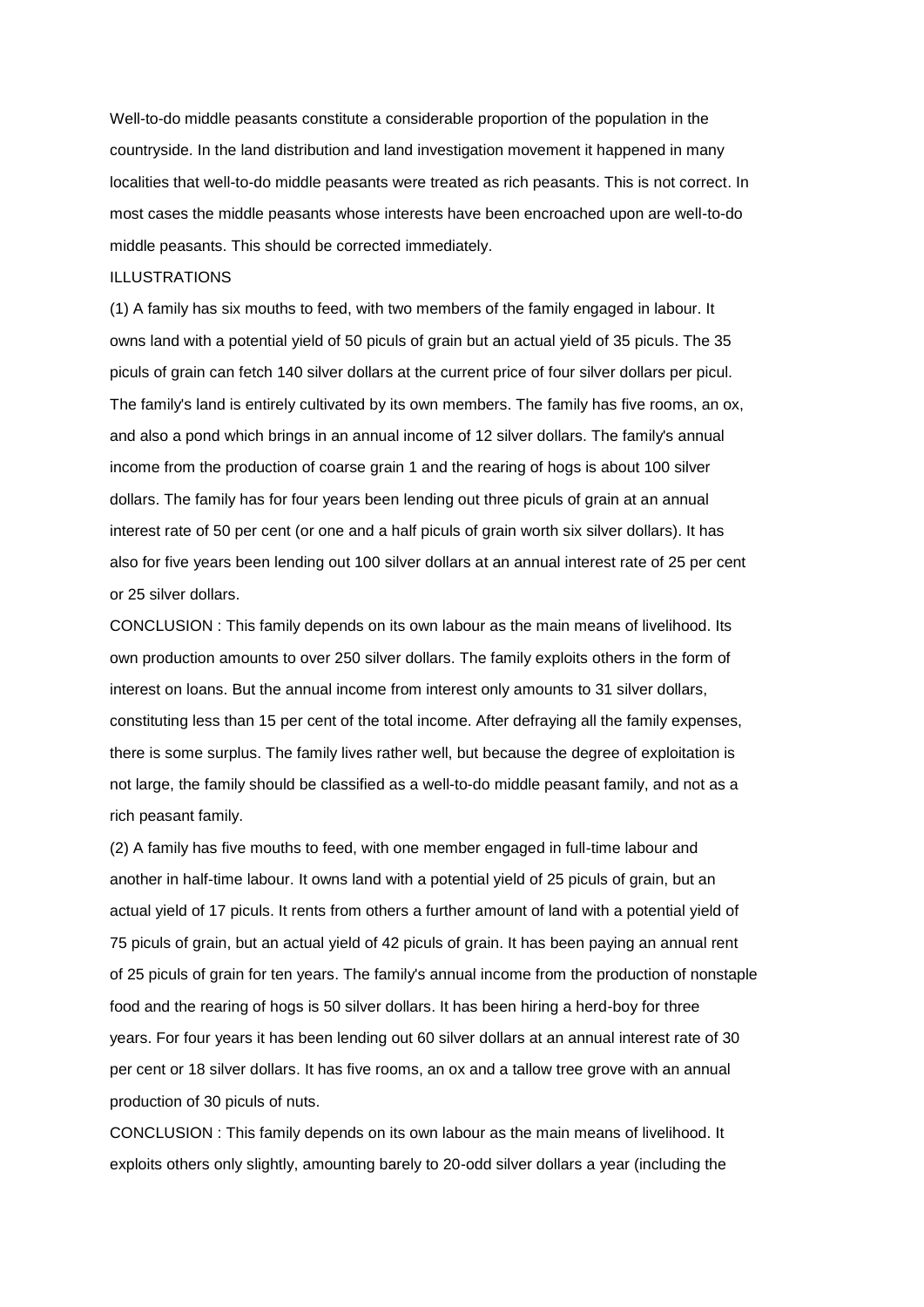Well-to-do middle peasants constitute a considerable proportion of the population in the countryside. In the land distribution and land investigation movement it happened in many localities that well-to-do middle peasants were treated as rich peasants. This is not correct. In most cases the middle peasants whose interests have been encroached upon are well-to-do middle peasants. This should be corrected immediately.

ILLUSTRATIONS

(1) A family has six mouths to feed, with two members of the family engaged in labour. It owns land with a potential yield of 50 piculs of grain but an actual yield of 35 piculs. The 35 piculs of grain can fetch 140 silver dollars at the current price of four silver dollars per picul. The family's land is entirely cultivated by its own members. The family has five rooms, an ox, and also a pond which brings in an annual income of 12 silver dollars. The family's annual income from the production of coarse grain 1 and the rearing of hogs is about 100 silver dollars. The family has for four years been lending out three piculs of grain at an annual interest rate of 50 per cent (or one and a half piculs of grain worth six silver dollars). It has also for five years been lending out 100 silver dollars at an annual interest rate of 25 per cent or 25 silver dollars.

CONCLUSION : This family depends on its own labour as the main means of livelihood. Its own production amounts to over 250 silver dollars. The family exploits others in the form of interest on loans. But the annual income from interest only amounts to 31 silver dollars, constituting less than 15 per cent of the total income. After defraying all the family expenses, there is some surplus. The family lives rather well, but because the degree of exploitation is not large, the family should be classified as a well-to-do middle peasant family, and not as a rich peasant family.

(2) A family has five mouths to feed, with one member engaged in full-time labour and another in half-time labour. It owns land with a potential yield of 25 piculs of grain, but an actual yield of 17 piculs. It rents from others a further amount of land with a potential yield of 75 piculs of grain, but an actual yield of 42 piculs of grain. It has been paying an annual rent of 25 piculs of grain for ten years. The family's annual income from the production of nonstaple food and the rearing of hogs is 50 silver dollars. It has been hiring a herd-boy for three years. For four years it has been lending out 60 silver dollars at an annual interest rate of 30 per cent or 18 silver dollars. It has five rooms, an ox and a tallow tree grove with an annual production of 30 piculs of nuts.

CONCLUSION : This family depends on its own labour as the main means of livelihood. It exploits others only slightly, amounting barely to 20-odd silver dollars a year (including the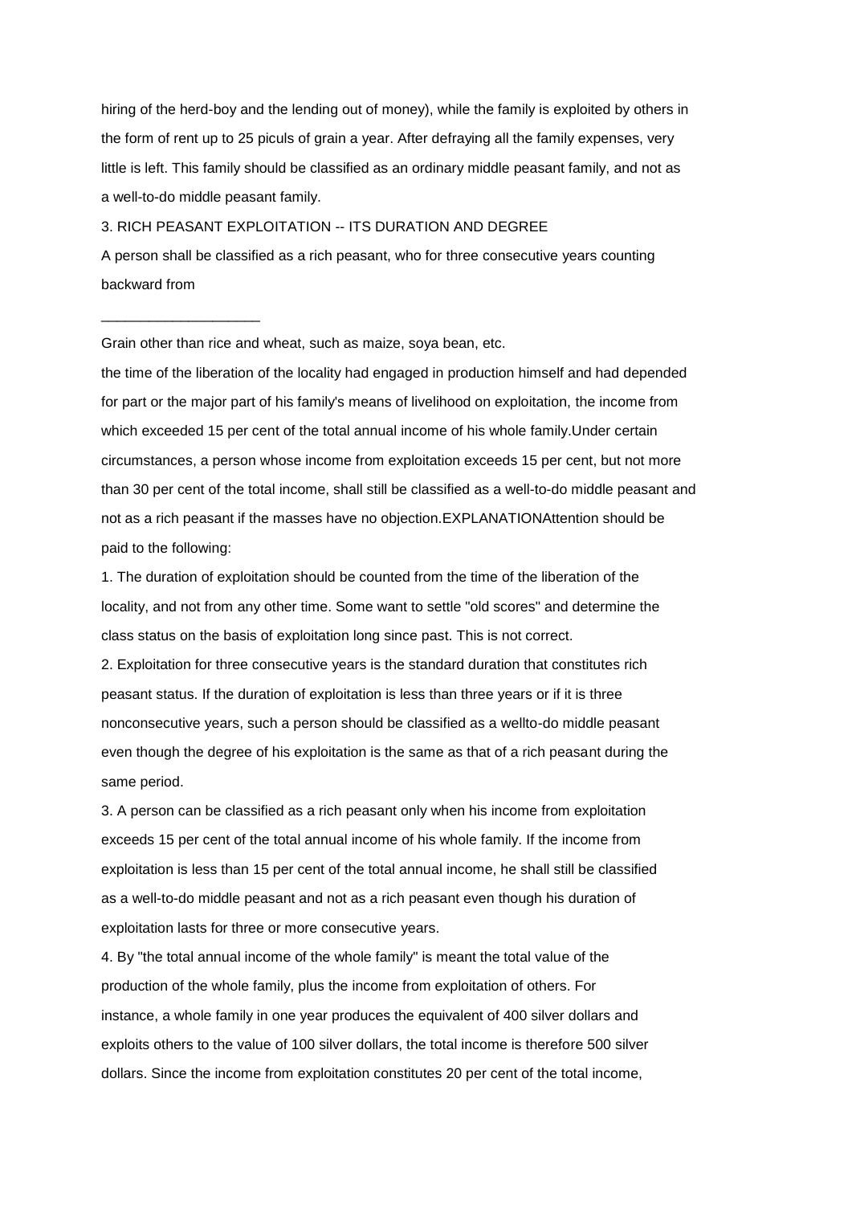hiring of the herd-boy and the lending out of money), while the family is exploited by others in the form of rent up to 25 piculs of grain a year. After defraying all the family expenses, very little is left. This family should be classified as an ordinary middle peasant family, and not as a well-to-do middle peasant family.

3. RICH PEASANT EXPLOITATION -- ITS DURATION AND DEGREE

A person shall be classified as a rich peasant, who for three consecutive years counting backward from

____________________

Grain other than rice and wheat, such as maize, soya bean, etc.

the time of the liberation of the locality had engaged in production himself and had depended for part or the major part of his family's means of livelihood on exploitation, the income from which exceeded 15 per cent of the total annual income of his whole family.Under certain circumstances, a person whose income from exploitation exceeds 15 per cent, but not more than 30 per cent of the total income, shall still be classified as a well-to-do middle peasant and not as a rich peasant if the masses have no objection.EXPLANATIONAttention should be paid to the following:

1. The duration of exploitation should be counted from the time of the liberation of the locality, and not from any other time. Some want to settle "old scores" and determine the class status on the basis of exploitation long since past. This is not correct.

2. Exploitation for three consecutive years is the standard duration that constitutes rich peasant status. If the duration of exploitation is less than three years or if it is three nonconsecutive years, such a person should be classified as a wellto-do middle peasant even though the degree of his exploitation is the same as that of a rich peasant during the same period.

3. A person can be classified as a rich peasant only when his income from exploitation exceeds 15 per cent of the total annual income of his whole family. If the income from exploitation is less than 15 per cent of the total annual income, he shall still be classified as a well-to-do middle peasant and not as a rich peasant even though his duration of exploitation lasts for three or more consecutive years.

4. By "the total annual income of the whole family" is meant the total value of the production of the whole family, plus the income from exploitation of others. For instance, a whole family in one year produces the equivalent of 400 silver dollars and exploits others to the value of 100 silver dollars, the total income is therefore 500 silver dollars. Since the income from exploitation constitutes 20 per cent of the total income,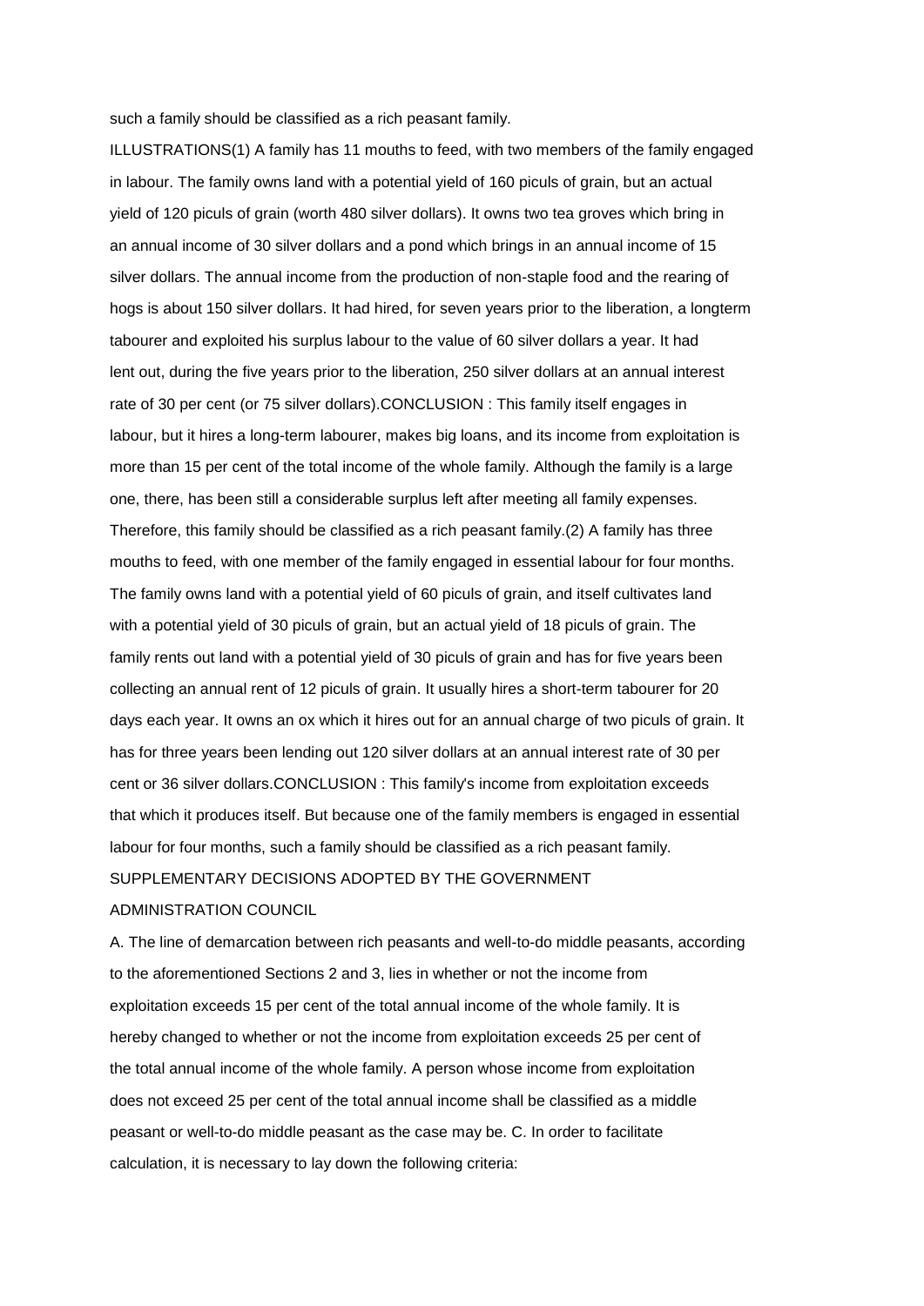such a family should be classified as a rich peasant family.

ILLUSTRATIONS(1) A family has 11 mouths to feed, with two members of the family engaged in labour. The family owns land with a potential yield of 160 piculs of grain, but an actual yield of 120 piculs of grain (worth 480 silver dollars). It owns two tea groves which bring in an annual income of 30 silver dollars and a pond which brings in an annual income of 15 silver dollars. The annual income from the production of non-staple food and the rearing of hogs is about 150 silver dollars. It had hired, for seven years prior to the liberation, a longterm tabourer and exploited his surplus labour to the value of 60 silver dollars a year. It had lent out, during the five years prior to the liberation, 250 silver dollars at an annual interest rate of 30 per cent (or 75 silver dollars).CONCLUSION : This family itself engages in labour, but it hires a long-term labourer, makes big loans, and its income from exploitation is more than 15 per cent of the total income of the whole family. Although the family is a large one, there, has been still a considerable surplus left after meeting all family expenses. Therefore, this family should be classified as a rich peasant family.(2) A family has three mouths to feed, with one member of the family engaged in essential labour for four months. The family owns land with a potential yield of 60 piculs of grain, and itself cultivates land with a potential yield of 30 piculs of grain, but an actual yield of 18 piculs of grain. The family rents out land with a potential yield of 30 piculs of grain and has for five years been collecting an annual rent of 12 piculs of grain. It usually hires a short-term tabourer for 20 days each year. It owns an ox which it hires out for an annual charge of two piculs of grain. It has for three years been lending out 120 silver dollars at an annual interest rate of 30 per cent or 36 silver dollars.CONCLUSION : This family's income from exploitation exceeds that which it produces itself. But because one of the family members is engaged in essential labour for four months, such a family should be classified as a rich peasant family.

SUPPLEMENTARY DECISIONS ADOPTED BY THE GOVERNMENT ADMINISTRATION COUNCIL

A. The line of demarcation between rich peasants and well-to-do middle peasants, according to the aforementioned Sections 2 and 3, lies in whether or not the income from exploitation exceeds 15 per cent of the total annual income of the whole family. It is hereby changed to whether or not the income from exploitation exceeds 25 per cent of the total annual income of the whole family. A person whose income from exploitation does not exceed 25 per cent of the total annual income shall be classified as a middle peasant or well-to-do middle peasant as the case may be. C. In order to facilitate calculation, it is necessary to lay down the following criteria: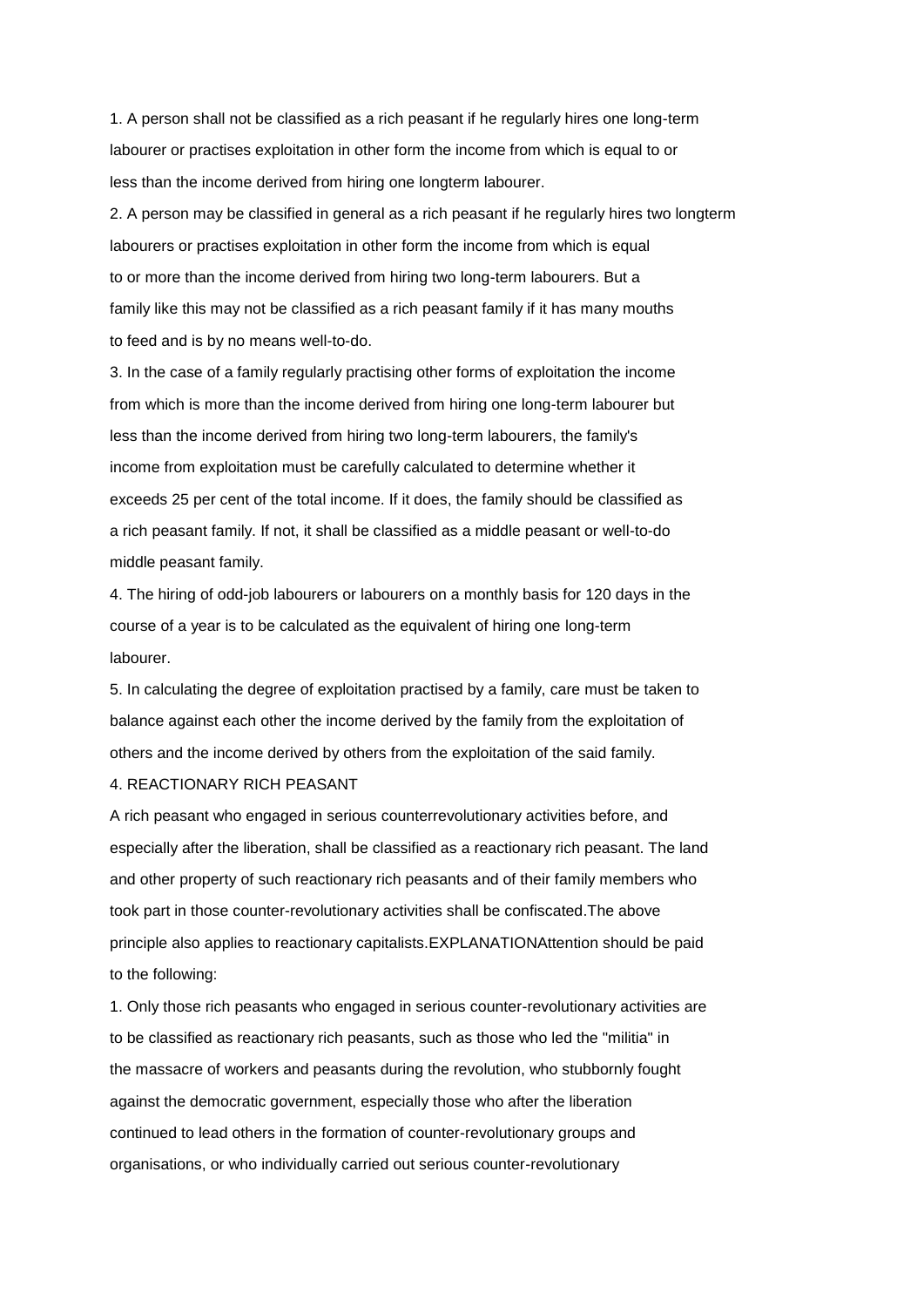1. A person shall not be classified as a rich peasant if he regularly hires one long-term labourer or practises exploitation in other form the income from which is equal to or less than the income derived from hiring one longterm labourer.

2. A person may be classified in general as a rich peasant if he regularly hires two longterm labourers or practises exploitation in other form the income from which is equal to or more than the income derived from hiring two long-term labourers. But a family like this may not be classified as a rich peasant family if it has many mouths to feed and is by no means well-to-do.

3. In the case of a family regularly practising other forms of exploitation the income from which is more than the income derived from hiring one long-term labourer but less than the income derived from hiring two long-term labourers, the family's income from exploitation must be carefully calculated to determine whether it exceeds 25 per cent of the total income. If it does, the family should be classified as a rich peasant family. If not, it shall be classified as a middle peasant or well-to-do middle peasant family.

4. The hiring of odd-job labourers or labourers on a monthly basis for 120 days in the course of a year is to be calculated as the equivalent of hiring one long-term labourer.

5. In calculating the degree of exploitation practised by a family, care must be taken to balance against each other the income derived by the family from the exploitation of others and the income derived by others from the exploitation of the said family.

## 4. REACTIONARY RICH PEASANT

A rich peasant who engaged in serious counterrevolutionary activities before, and especially after the liberation, shall be classified as a reactionary rich peasant. The land and other property of such reactionary rich peasants and of their family members who took part in those counter-revolutionary activities shall be confiscated.The above principle also applies to reactionary capitalists.EXPLANATIONAttention should be paid to the following:

1. Only those rich peasants who engaged in serious counter-revolutionary activities are to be classified as reactionary rich peasants, such as those who led the "militia" in the massacre of workers and peasants during the revolution, who stubbornly fought against the democratic government, especially those who after the liberation continued to lead others in the formation of counter-revolutionary groups and organisations, or who individually carried out serious counter-revolutionary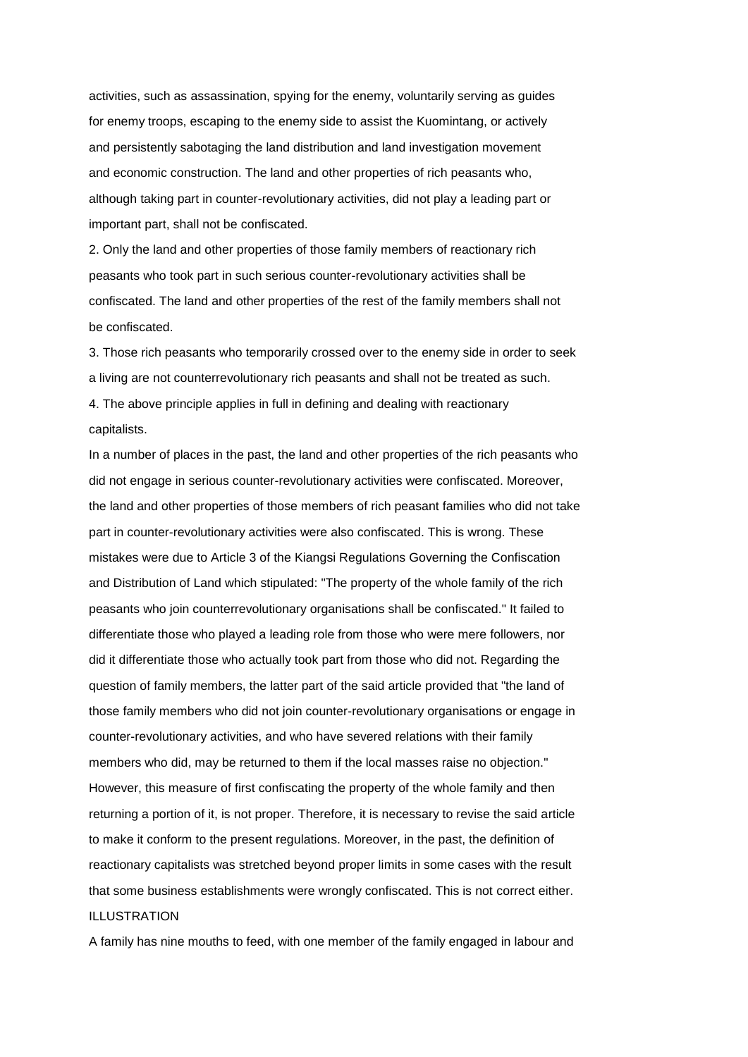activities, such as assassination, spying for the enemy, voluntarily serving as guides for enemy troops, escaping to the enemy side to assist the Kuomintang, or actively and persistently sabotaging the land distribution and land investigation movement and economic construction. The land and other properties of rich peasants who, although taking part in counter-revolutionary activities, did not play a leading part or important part, shall not be confiscated.

2. Only the land and other properties of those family members of reactionary rich peasants who took part in such serious counter-revolutionary activities shall be confiscated. The land and other properties of the rest of the family members shall not be confiscated.

3. Those rich peasants who temporarily crossed over to the enemy side in order to seek a living are not counterrevolutionary rich peasants and shall not be treated as such.

4. The above principle applies in full in defining and dealing with reactionary capitalists.

In a number of places in the past, the land and other properties of the rich peasants who did not engage in serious counter-revolutionary activities were confiscated. Moreover, the land and other properties of those members of rich peasant families who did not take part in counter-revolutionary activities were also confiscated. This is wrong. These mistakes were due to Article 3 of the Kiangsi Regulations Governing the Confiscation and Distribution of Land which stipulated: "The property of the whole family of the rich peasants who join counterrevolutionary organisations shall be confiscated." It failed to differentiate those who played a leading role from those who were mere followers, nor did it differentiate those who actually took part from those who did not. Regarding the question of family members, the latter part of the said article provided that "the land of those family members who did not join counter-revolutionary organisations or engage in counter-revolutionary activities, and who have severed relations with their family members who did, may be returned to them if the local masses raise no objection." However, this measure of first confiscating the property of the whole family and then returning a portion of it, is not proper. Therefore, it is necessary to revise the said article to make it conform to the present regulations. Moreover, in the past, the definition of reactionary capitalists was stretched beyond proper limits in some cases with the result that some business establishments were wrongly confiscated. This is not correct either.

ILLUSTRATION

A family has nine mouths to feed, with one member of the family engaged in labour and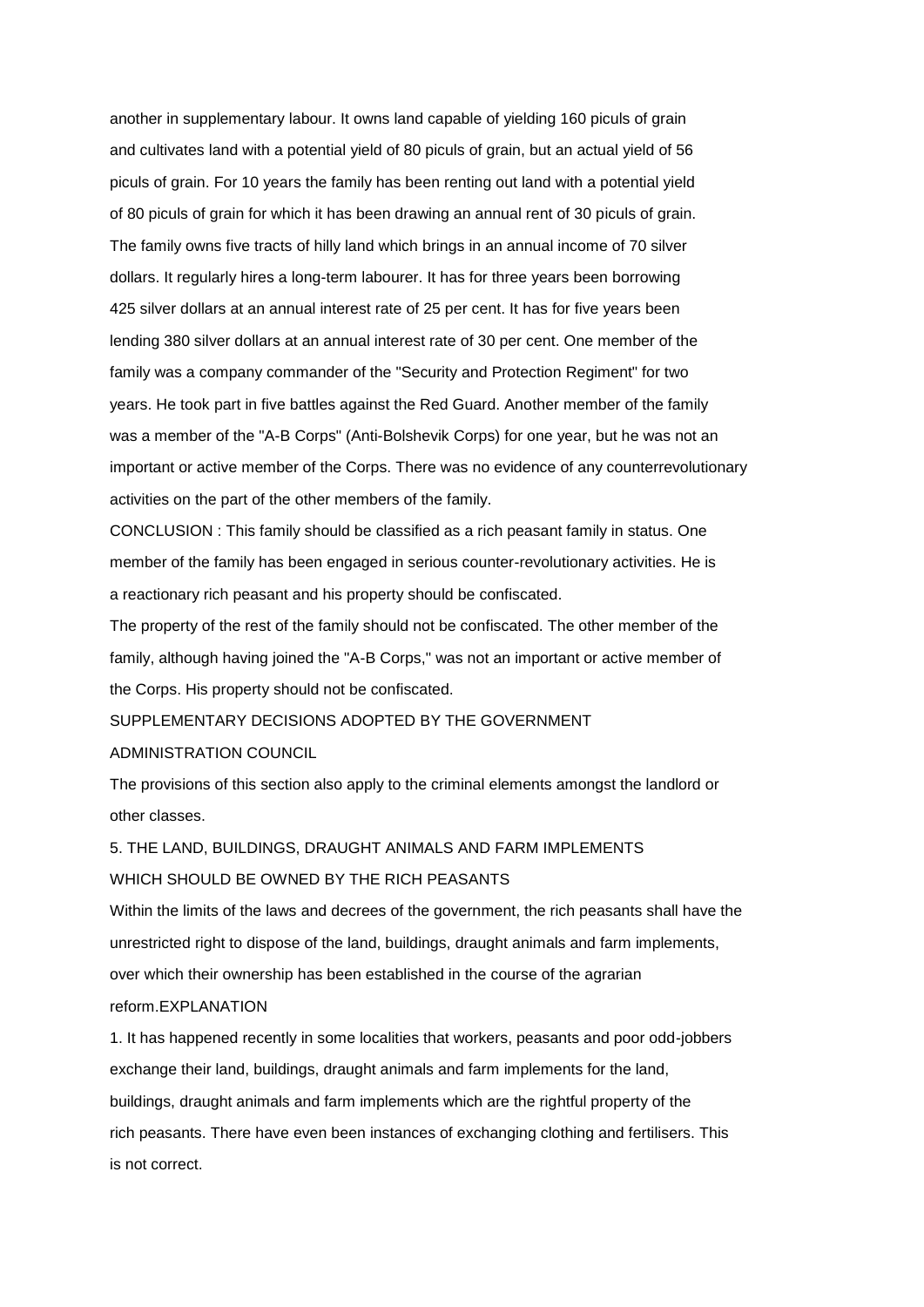another in supplementary labour. It owns land capable of yielding 160 piculs of grain and cultivates land with a potential yield of 80 piculs of grain, but an actual yield of 56 piculs of grain. For 10 years the family has been renting out land with a potential yield of 80 piculs of grain for which it has been drawing an annual rent of 30 piculs of grain. The family owns five tracts of hilly land which brings in an annual income of 70 silver dollars. It regularly hires a long-term labourer. It has for three years been borrowing 425 silver dollars at an annual interest rate of 25 per cent. It has for five years been lending 380 silver dollars at an annual interest rate of 30 per cent. One member of the family was a company commander of the "Security and Protection Regiment" for two years. He took part in five battles against the Red Guard. Another member of the family was a member of the "A-B Corps" (Anti-Bolshevik Corps) for one year, but he was not an important or active member of the Corps. There was no evidence of any counterrevolutionary activities on the part of the other members of the family.

CONCLUSION : This family should be classified as a rich peasant family in status. One member of the family has been engaged in serious counter-revolutionary activities. He is a reactionary rich peasant and his property should be confiscated.

The property of the rest of the family should not be confiscated. The other member of the family, although having joined the "A-B Corps," was not an important or active member of the Corps. His property should not be confiscated.

SUPPLEMENTARY DECISIONS ADOPTED BY THE GOVERNMENT ADMINISTRATION COUNCIL

The provisions of this section also apply to the criminal elements amongst the landlord or other classes.

## 5. THE LAND, BUILDINGS, DRAUGHT ANIMALS AND FARM IMPLEMENTS WHICH SHOULD BE OWNED BY THE RICH PEASANTS

Within the limits of the laws and decrees of the government, the rich peasants shall have the unrestricted right to dispose of the land, buildings, draught animals and farm implements, over which their ownership has been established in the course of the agrarian reform.EXPLANATION

1. It has happened recently in some localities that workers, peasants and poor odd-jobbers exchange their land, buildings, draught animals and farm implements for the land, buildings, draught animals and farm implements which are the rightful property of the rich peasants. There have even been instances of exchanging clothing and fertilisers. This is not correct.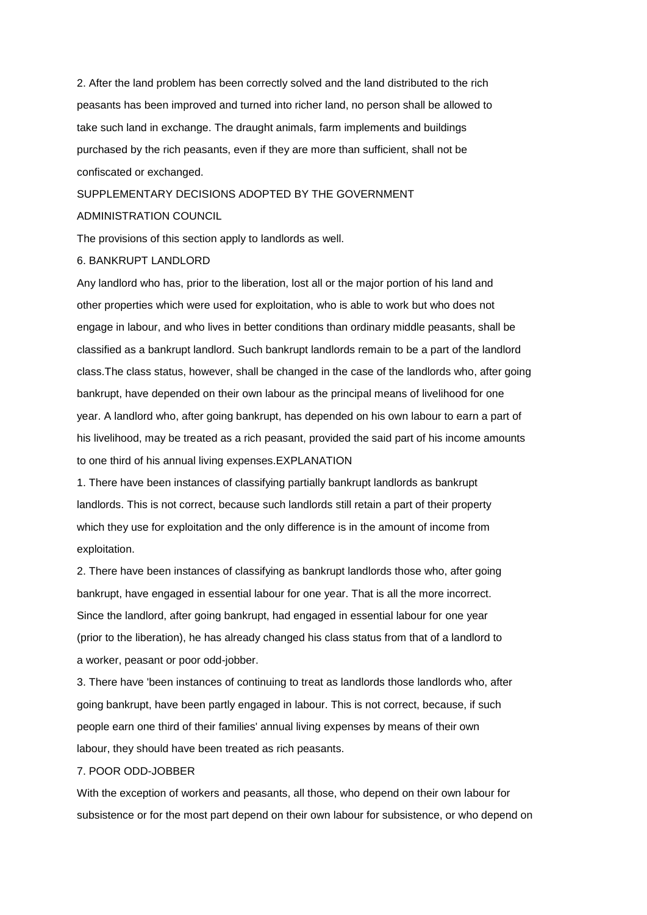2. After the land problem has been correctly solved and the land distributed to the rich peasants has been improved and turned into richer land, no person shall be allowed to take such land in exchange. The draught animals, farm implements and buildings purchased by the rich peasants, even if they are more than sufficient, shall not be confiscated or exchanged.

SUPPLEMENTARY DECISIONS ADOPTED BY THE GOVERNMENT ADMINISTRATION COUNCIL

The provisions of this section apply to landlords as well.

6. BANKRUPT LANDLORD

Any landlord who has, prior to the liberation, lost all or the major portion of his land and other properties which were used for exploitation, who is able to work but who does not engage in labour, and who lives in better conditions than ordinary middle peasants, shall be classified as a bankrupt landlord. Such bankrupt landlords remain to be a part of the landlord class.The class status, however, shall be changed in the case of the landlords who, after going bankrupt, have depended on their own labour as the principal means of livelihood for one year. A landlord who, after going bankrupt, has depended on his own labour to earn a part of his livelihood, may be treated as a rich peasant, provided the said part of his income amounts to one third of his annual living expenses.EXPLANATION

1. There have been instances of classifying partially bankrupt landlords as bankrupt landlords. This is not correct, because such landlords still retain a part of their property which they use for exploitation and the only difference is in the amount of income from exploitation.

2. There have been instances of classifying as bankrupt landlords those who, after going bankrupt, have engaged in essential labour for one year. That is all the more incorrect. Since the landlord, after going bankrupt, had engaged in essential labour for one year (prior to the liberation), he has already changed his class status from that of a landlord to a worker, peasant or poor odd-jobber.

3. There have 'been instances of continuing to treat as landlords those landlords who, after going bankrupt, have been partly engaged in labour. This is not correct, because, if such people earn one third of their families' annual living expenses by means of their own labour, they should have been treated as rich peasants.

7. POOR ODD-JOBBER

With the exception of workers and peasants, all those, who depend on their own labour for subsistence or for the most part depend on their own labour for subsistence, or who depend on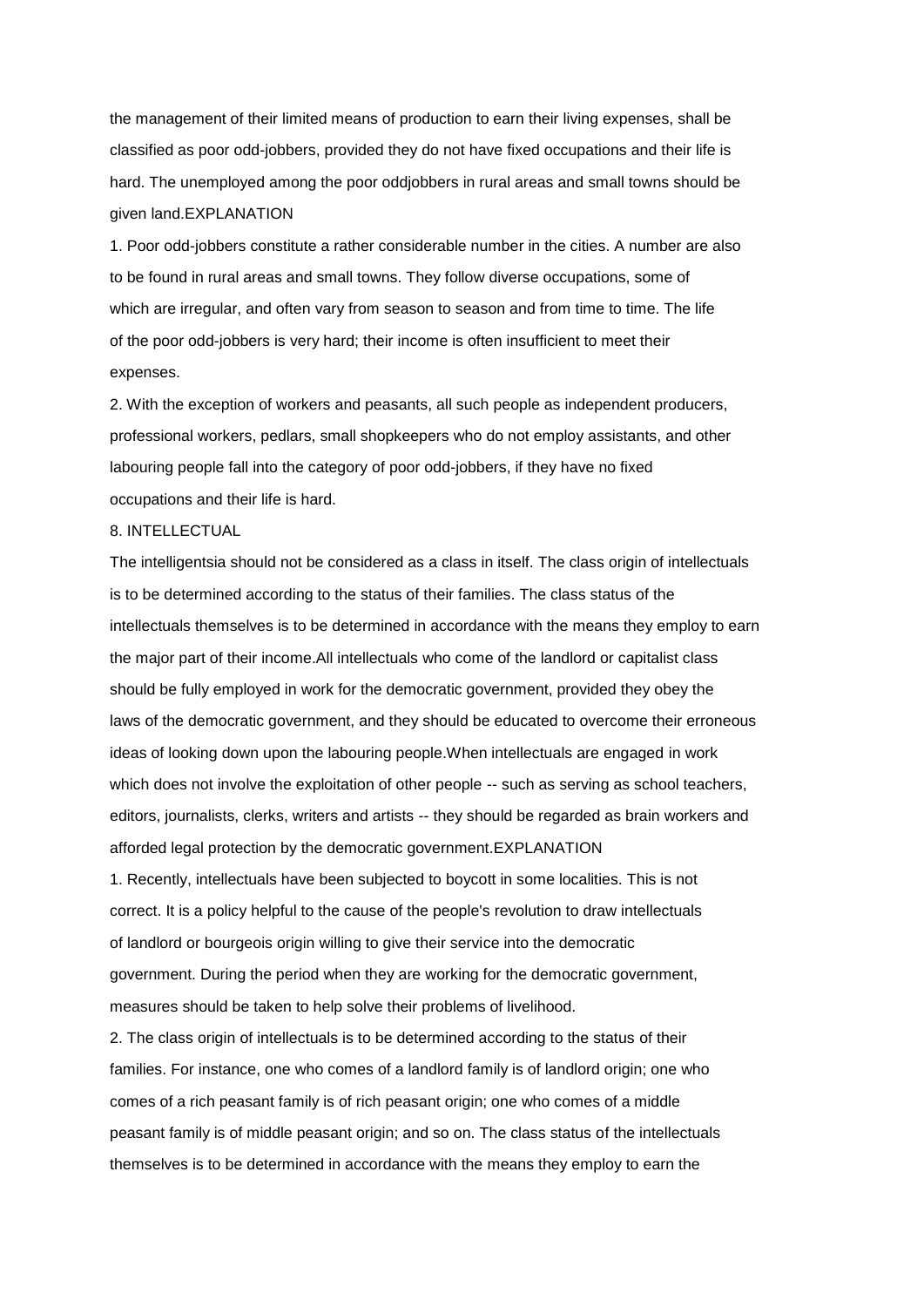the management of their limited means of production to earn their living expenses, shall be classified as poor odd-jobbers, provided they do not have fixed occupations and their life is hard. The unemployed among the poor oddjobbers in rural areas and small towns should be given land.

EXPLANATION

1. Poor odd-jobbers constitute a rather considerable number in the cities. A number are also to be found in rural areas and small towns. They follow diverse occupations, some of which are irregular, and often vary from season to season and from time to time. The life of the poor odd-jobbers is very hard; their income is often insufficient to meet their expenses.

2. With the exception of workers and peasants, all such people as independent producers, professional workers, pedlars, small shopkeepers who do not employ assistants, and other labouring people fall into the category of poor odd-jobbers, if they have no fixed occupations and their life is hard.

## 8. INTELLECTUAL

The intelligentsia should not be considered as a class in itself. The class origin of intellectuals is to be determined according to the status of their families. The class status of the intellectuals themselves is to be determined in accordance with the means they employ to earn the major part of their income. All intellectuals who come of the landlord or capitalist class should be fully employed in work for the democratic government, provided they obey the laws of the democratic government, and they should be educated to overcome their erroneous ideas of looking down upon the labouring people. When intellectuals are engaged in work which does not involve the exploitation of other people -- such as serving as school teachers, editors, journalists, clerks, writers and artists -- they should be regarded as brain workers and afforded legal protection by the democratic government.

EXPLANATION

1. Recently, intellectuals have been subjected to boycott in some localities. This is not correct. It is a policy helpful to the cause of the people's revolution to draw intellectuals of landlord or bourgeois origin willing to give their service into the democratic government. During the period when they are working for the democratic government, measures should be taken to help solve their problems of livelihood.

2. The class origin of intellectuals is to be determined according to the status of their families. For instance, one who comes of a landlord family is of landlord origin; one who comes of a rich peasant family is of rich peasant origin; one who comes of a middle peasant family is of middle peasant origin; and so on. The class status of the intellectuals themselves is to be determined in accordance with the means they employ to earn the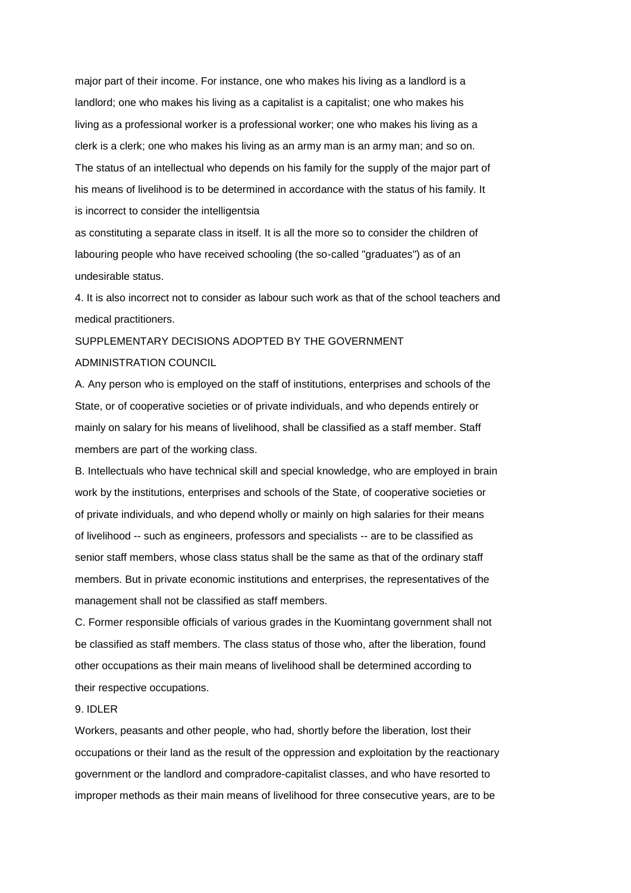major part of their income. For instance, one who makes his living as a landlord is a landlord; one who makes his living as a capitalist is a capitalist; one who makes his living as a professional worker is a professional worker; one who makes his living as a clerk is a clerk; one who makes his living as an army man is an army man; and so on. The status of an intellectual who depends on his family for the supply of the major part of his means of livelihood is to be determined in accordance with the status of his family. It is incorrect to consider the intelligentsia as constituting a separate class in itself. It is all the more so to consider the children of labouring people who have received schooling (the so-called "graduates") as of an undesirable status.

4. It is also incorrect not to consider as labour such work as that of the school teachers and medical practitioners.

SUPPLEMENTARY DECISIONS ADOPTED BY THE GOVERNMENT ADMINISTRATION COUNCIL

A. Any person who is employed on the staff of institutions, enterprises and schools of the State, or of cooperative societies or of private individuals, and who depends entirely or mainly on salary for his means of livelihood, shall be classified as a staff member. Staff members are part of the working class.

B. Intellectuals who have technical skill and special knowledge, who are employed in brain work by the institutions, enterprises and schools of the State, of cooperative societies or of private individuals, and who depend wholly or mainly on high salaries for their means of livelihood -- such as engineers, professors and specialists -- are to be classified as senior staff members, whose class status shall be the same as that of the ordinary staff members. But in private economic institutions and enterprises, the representatives of the management shall not be classified as staff members.

C. Former responsible officials of various grades in the Kuomintang government shall not be classified as staff members. The class status of those who, after the liberation, found other occupations as their main means of livelihood shall be determined according to their respective occupations.

9. IDLER

Workers, peasants and other people, who had, shortly before the liberation, lost their occupations or their land as the result of the oppression and exploitation by the reactionary government or the landlord and compradore-capitalist classes, and who have resorted to improper methods as their main means of livelihood for three consecutive years, are to be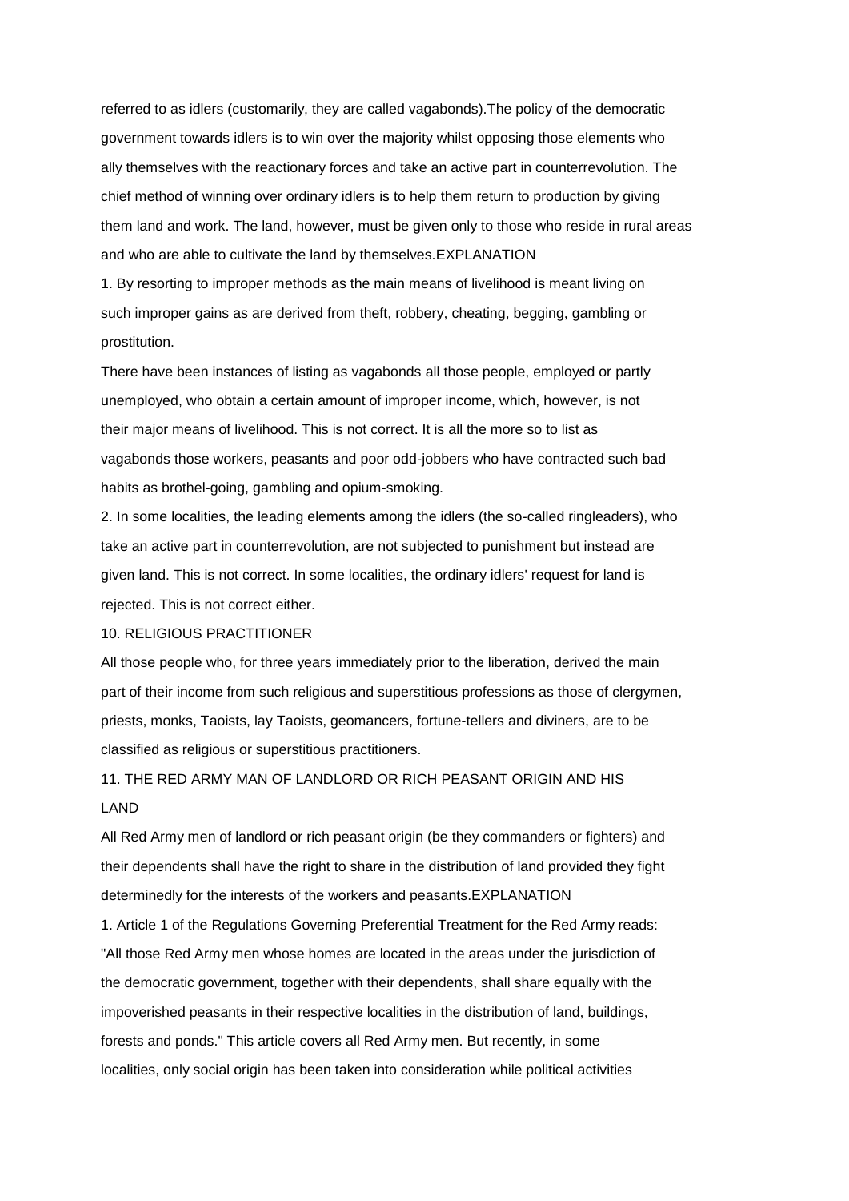referred to as idlers (customarily, they are called vagabonds).The policy of the democratic government towards idlers is to win over the majority whilst opposing those elements who ally themselves with the reactionary forces and take an active part in counterrevolution. The chief method of winning over ordinary idlers is to help them return to production by giving them land and work. The land, however, must be given only to those who reside in rural areas and who are able to cultivate the land by themselves.EXPLANATION

1. By resorting to improper methods as the main means of livelihood is meant living on such improper gains as are derived from theft, robbery, cheating, begging, gambling or prostitution.

There have been instances of listing as vagabonds all those people, employed or partly unemployed, who obtain a certain amount of improper income, which, however, is not their major means of livelihood. This is not correct. It is all the more so to list as vagabonds those workers, peasants and poor odd-jobbers who have contracted such bad habits as brothel-going, gambling and opium-smoking.

2. In some localities, the leading elements among the idlers (the so-called ringleaders), who take an active part in counterrevolution, are not subjected to punishment but instead are given land. This is not correct. In some localities, the ordinary idlers' request for land is rejected. This is not correct either.

## 10. RELIGIOUS PRACTITIONER

All those people who, for three years immediately prior to the liberation, derived the main part of their income from such religious and superstitious professions as those of clergymen, priests, monks, Taoists, lay Taoists, geomancers, fortune-tellers and diviners, are to be classified as religious or superstitious practitioners.

## 11. THE RED ARMY MAN OF LANDLORD OR RICH PEASANT ORIGIN AND HIS LAND

All Red Army men of landlord or rich peasant origin (be they commanders or fighters) and their dependents shall have the right to share in the distribution of land provided they fight determinedly for the interests of the workers and peasants.EXPLANATION

1. Article 1 of the Regulations Governing Preferential Treatment for the Red Army reads: "All those Red Army men whose homes are located in the areas under the jurisdiction of the democratic government, together with their dependents, shall share equally with the impoverished peasants in their respective localities in the distribution of land, buildings, forests and ponds." This article covers all Red Army men. But recently, in some localities, only social origin has been taken into consideration while political activities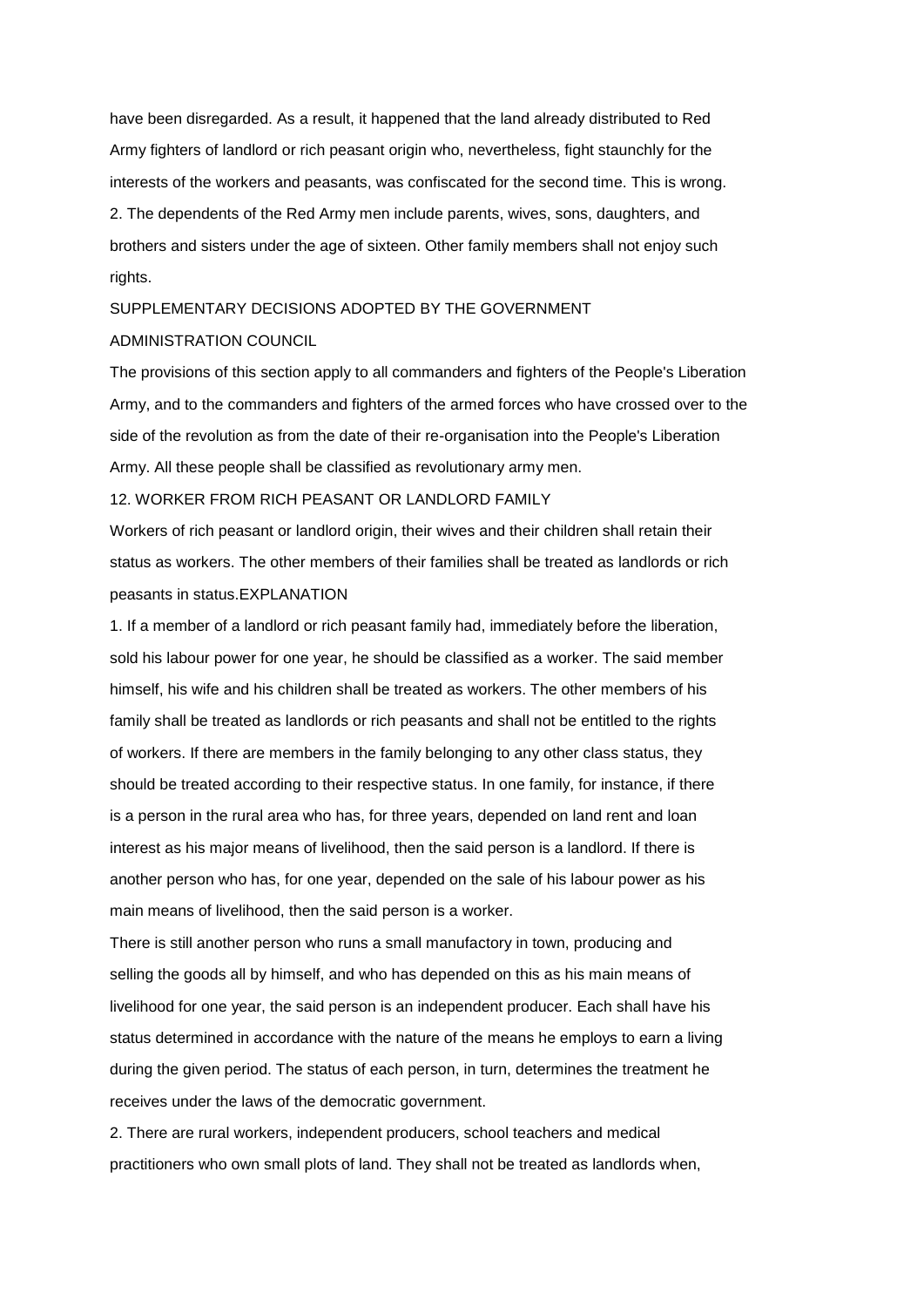have been disregarded. As a result, it happened that the land already distributed to Red Army fighters of landlord or rich peasant origin who, nevertheless, fight staunchly for the interests of the workers and peasants, was confiscated for the second time. This is wrong.

2. The dependents of the Red Army men include parents, wives, sons, daughters, and brothers and sisters under the age of sixteen. Other family members shall not enjoy such rights.

SUPPLEMENTARY DECISIONS ADOPTED BY THE GOVERNMENT ADMINISTRATION COUNCIL

The provisions of this section apply to all commanders and fighters of the People's Liberation Army, and to the commanders and fighters of the armed forces who have crossed over to the side of the revolution as from the date of their re-organisation into the People's Liberation Army. All these people shall be classified as revolutionary army men.

12. WORKER FROM RICH PEASANT OR LANDLORD FAMILY

Workers of rich peasant or landlord origin, their wives and their children shall retain their status as workers. The other members of their families shall be treated as landlords or rich peasants in status.EXPLANATION

1. If a member of a landlord or rich peasant family had, immediately before the liberation, sold his labour power for one year, he should be classified as a worker. The said member himself, his wife and his children shall be treated as workers. The other members of his family shall be treated as landlords or rich peasants and shall not be entitled to the rights of workers. If there are members in the family belonging to any other class status, they should be treated according to their respective status. In one family, for instance, if there is a person in the rural area who has, for three years, depended on land rent and loan interest as his major means of livelihood, then the said person is a landlord. If there is another person who has, for one year, depended on the sale of his labour power as his main means of livelihood, then the said person is a worker.

There is still another person who runs a small manufactory in town, producing and selling the goods all by himself, and who has depended on this as his main means of livelihood for one year, the said person is an independent producer. Each shall have his status determined in accordance with the nature of the means he employs to earn a living during the given period. The status of each person, in turn, determines the treatment he receives under the laws of the democratic government.

2. There are rural workers, independent producers, school teachers and medical practitioners who own small plots of land. They shall not be treated as landlords when,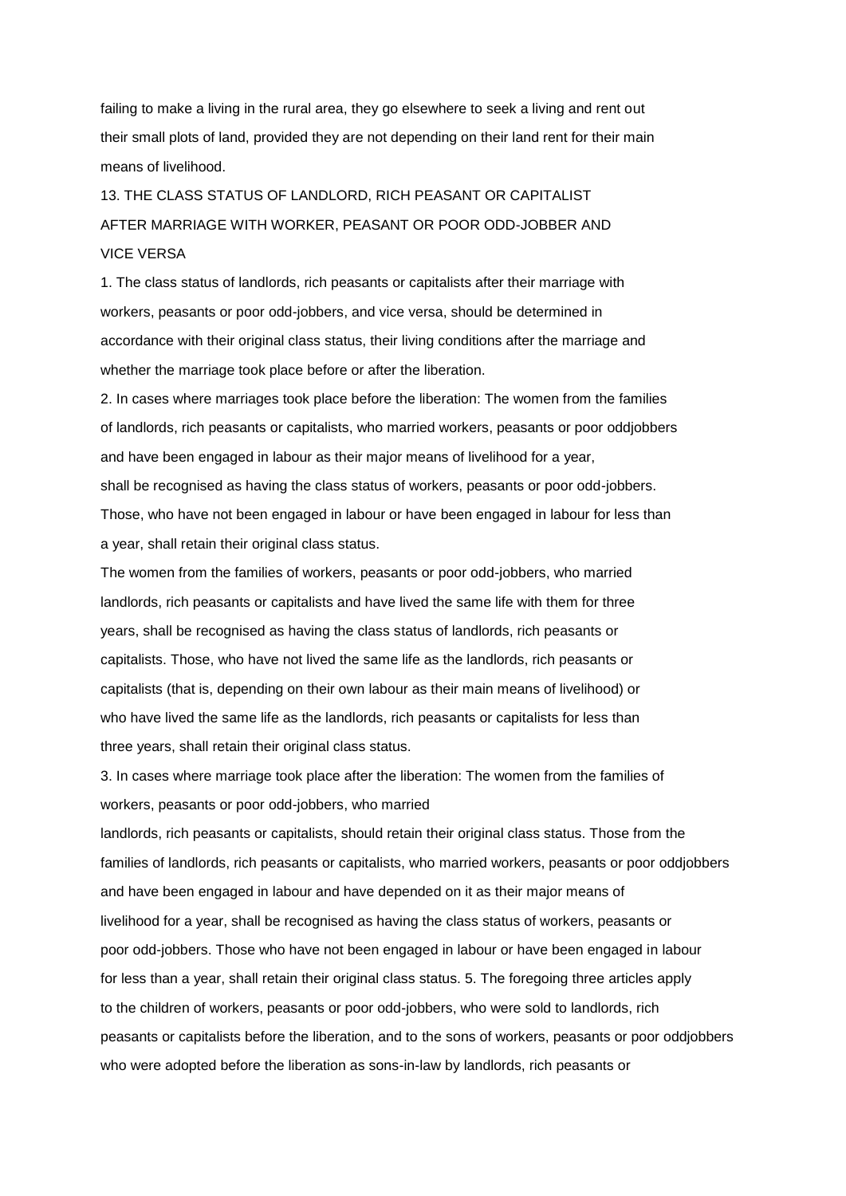failing to make a living in the rural area, they go elsewhere to seek a living and rent out their small plots of land, provided they are not depending on their land rent for their main means of livelihood.

## 13. THE CLASS STATUS OF LANDLORD, RICH PEASANT OR CAPITALIST AFTER MARRIAGE WITH WORKER, PEASANT OR POOR ODD-JOBBER AND VICE VERSA

1. The class status of landlords, rich peasants or capitalists after their marriage with workers, peasants or poor odd-jobbers, and vice versa, should be determined in accordance with their original class status, their living conditions after the marriage and whether the marriage took place before or after the liberation.

2. In cases where marriages took place before the liberation: The women from the families of landlords, rich peasants or capitalists, who married workers, peasants or poor oddjobbers and have been engaged in labour as their major means of livelihood for a year, shall be recognised as having the class status of workers, peasants or poor odd-jobbers. Those, who have not been engaged in labour or have been engaged in labour for less than a year, shall retain their original class status.

The women from the families of workers, peasants or poor odd-jobbers, who married landlords, rich peasants or capitalists and have lived the same life with them for three years, shall be recognised as having the class status of landlords, rich peasants or capitalists. Those, who have not lived the same life as the landlords, rich peasants or capitalists (that is, depending on their own labour as their main means of livelihood) or who have lived the same life as the landlords, rich peasants or capitalists for less than three years, shall retain their original class status.

3. In cases where marriage took place after the liberation: The women from the families of workers, peasants or poor odd-jobbers, who married landlords, rich peasants or capitalists, should retain their original class status. Those from the families of landlords, rich peasants or capitalists, who married workers, peasants or poor oddjobbers and have been engaged in labour and have depended on it as their major means of livelihood for a year, shall be recognised as having the class status of workers, peasants or poor odd-jobbers. Those who have not been engaged in labour or have been engaged in labour for less than a year, shall retain their original class status. 5. The foregoing three articles apply to the children of workers, peasants or poor odd-jobbers, who were sold to landlords, rich peasants or capitalists before the liberation, and to the sons of workers, peasants or poor oddjobbers who were adopted before the liberation as sons-in-law by landlords, rich peasants or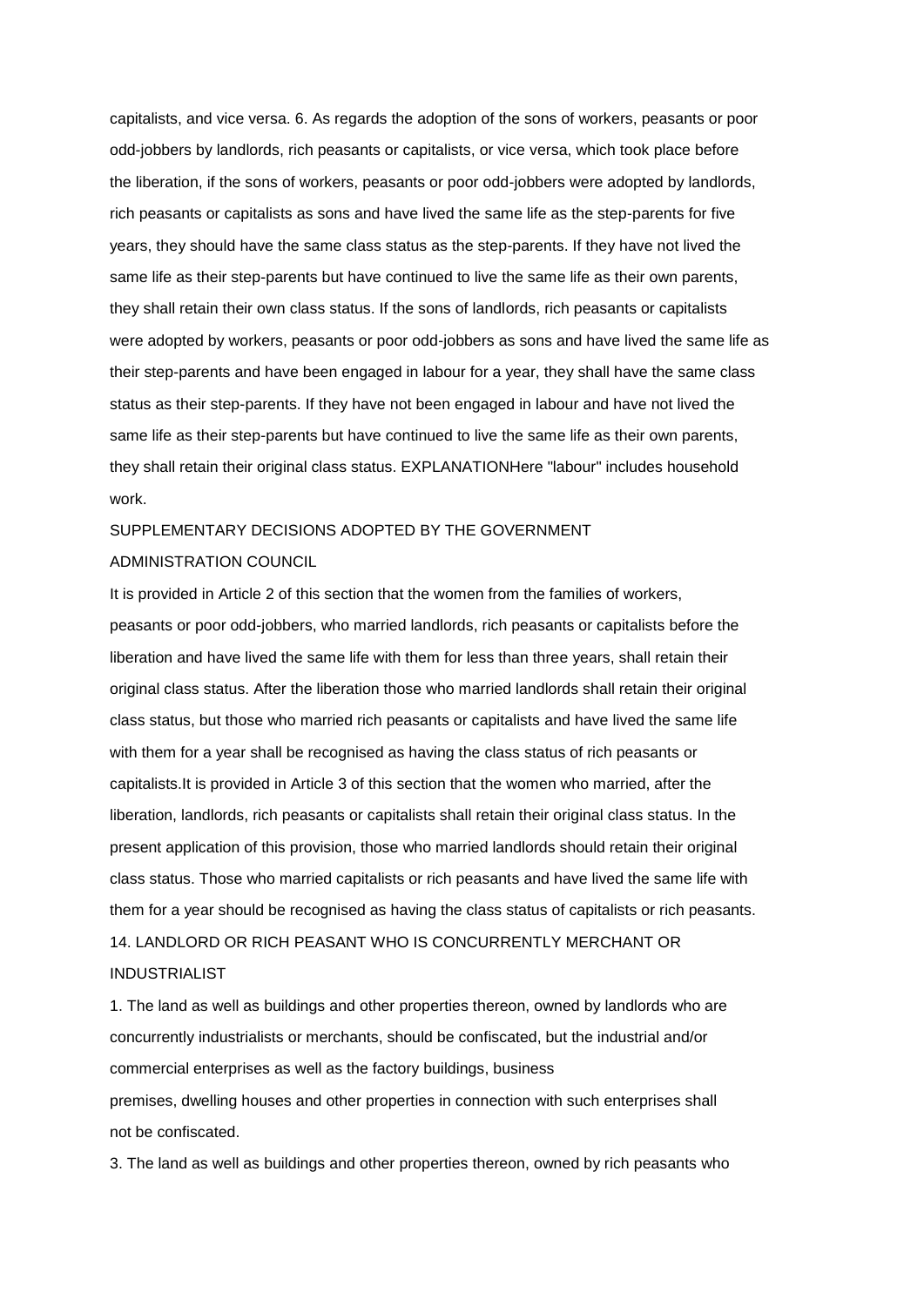capitalists, and vice versa. 6. As regards the adoption of the sons of workers, peasants or poor odd-jobbers by landlords, rich peasants or capitalists, or vice versa, which took place before the liberation, if the sons of workers, peasants or poor odd-jobbers were adopted by landlords, rich peasants or capitalists as sons and have lived the same life as the step-parents for five years, they should have the same class status as the step-parents. If they have not lived the same life as their step-parents but have continued to live the same life as their own parents, they shall retain their own class status. If the sons of landlords, rich peasants or capitalists were adopted by workers, peasants or poor odd-jobbers as sons and have lived the same life as their step-parents and have been engaged in labour for a year, they shall have the same class status as their step-parents. If they have not been engaged in labour and have not lived the same life as their step-parents but have continued to live the same life as their own parents, they shall retain their original class status. EXPLANATIONHere "labour" includes household work.

SUPPLEMENTARY DECISIONS ADOPTED BY THE GOVERNMENT ADMINISTRATION COUNCIL

It is provided in Article 2 of this section that the women from the families of workers, peasants or poor odd-jobbers, who married landlords, rich peasants or capitalists before the liberation and have lived the same life with them for less than three years, shall retain their original class status. After the liberation those who married landlords shall retain their original class status, but those who married rich peasants or capitalists and have lived the same life with them for a year shall be recognised as having the class status of rich peasants or capitalists.It is provided in Article 3 of this section that the women who married, after the liberation, landlords, rich peasants or capitalists shall retain their original class status. In the present application of this provision, those who married landlords should retain their original class status. Those who married capitalists or rich peasants and have lived the same life with them for a year should be recognised as having the class status of capitalists or rich peasants.

14. LANDLORD OR RICH PEASANT WHO IS CONCURRENTLY MERCHANT OR INDUSTRIALIST

1. The land as well as buildings and other properties thereon, owned by landlords who are concurrently industrialists or merchants, should be confiscated, but the industrial and/or commercial enterprises as well as the factory buildings, business premises, dwelling houses and other properties in connection with such enterprises shall not be confiscated.

3. The land as well as buildings and other properties thereon, owned by rich peasants who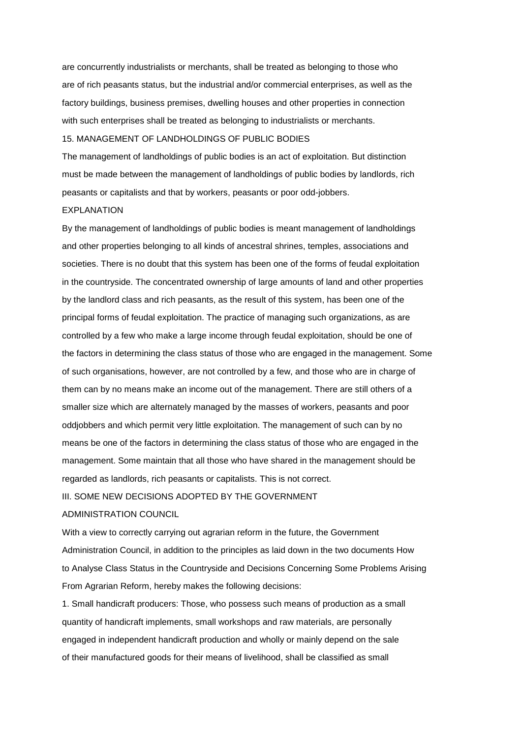are concurrently industrialists or merchants, shall be treated as belonging to those who are of rich peasants status, but the industrial and/or commercial enterprises, as well as the factory buildings, business premises, dwelling houses and other properties in connection with such enterprises shall be treated as belonging to industrialists or merchants.

### 15. MANAGEMENT OF LANDHOLDINGS OF PUBLIC BODIES

The management of landholdings of public bodies is an act of exploitation. But distinction must be made between the management of landholdings of public bodies by landlords, rich peasants or capitalists and that by workers, peasants or poor odd-jobbers.

#### EXPLANATION

By the management of landholdings of public bodies is meant management of landholdings and other properties belonging to all kinds of ancestral shrines, temples, associations and societies. There is no doubt that this system has been one of the forms of feudal exploitation in the countryside. The concentrated ownership of large amounts of land and other properties by the landlord class and rich peasants, as the result of this system, has been one of the principal forms of feudal exploitation. The practice of managing such organizations, as are controlled by a few who make a large income through feudal exploitation, should be one of the factors in determining the class status of those who are engaged in the management. Some of such organisations, however, are not controlled by a few, and those who are in charge of them can by no means make an income out of the management. There are still others of a smaller size which are alternately managed by the masses of workers, peasants and poor oddjobbers and which permit very little exploitation. The management of such can by no means be one of the factors in determining the class status of those who are engaged in the management. Some maintain that all those who have shared in the management should be regarded as landlords, rich peasants or capitalists. This is not correct.

## III. SOME NEW DECISIONS ADOPTED BY THE GOVERNMENT ADMINISTRATION COUNCIL

With a view to correctly carrying out agrarian reform in the future, the Government Administration Council, in addition to the principles as laid down in the two documents How to Analyse Class Status in the Countryside and Decisions Concerning Some Problems Arising From Agrarian Reform, hereby makes the following decisions:

1. Small handicraft producers: Those, who possess such means of production as a small quantity of handicraft implements, small workshops and raw materials, are personally engaged in independent handicraft production and wholly or mainly depend on the sale of their manufactured goods for their means of livelihood, shall be classified as small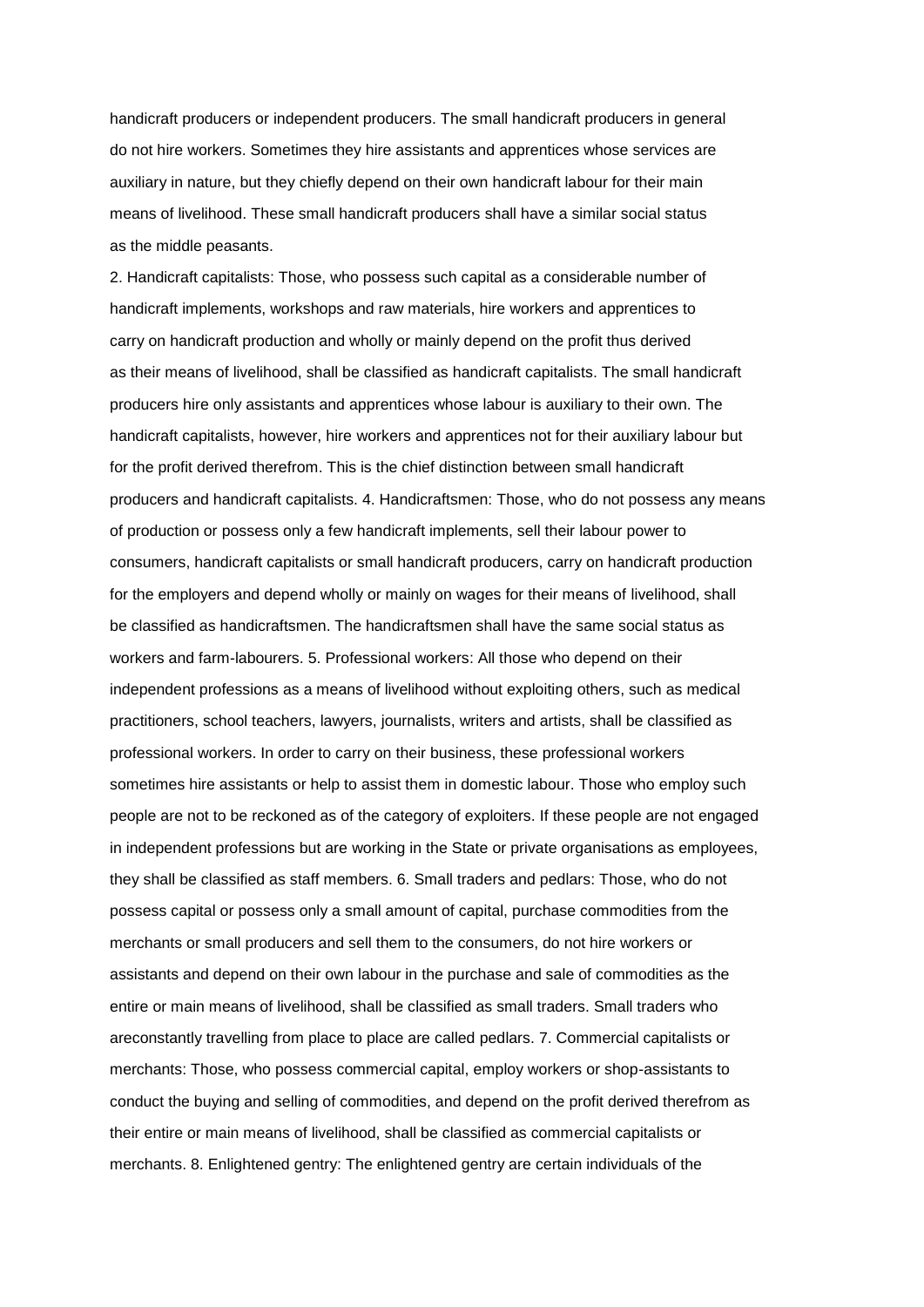handicraft producers or independent producers. The small handicraft producers in general do not hire workers. Sometimes they hire assistants and apprentices whose services are auxiliary in nature, but they chiefly depend on their own handicraft labour for their main means of livelihood. These small handicraft producers shall have a similar social status as the middle peasants.

2. Handicraft capitalists: Those, who possess such capital as a considerable number of handicraft implements, workshops and raw materials, hire workers and apprentices to carry on handicraft production and wholly or mainly depend on the profit thus derived as their means of livelihood, shall be classified as handicraft capitalists. The small handicraft producers hire only assistants and apprentices whose labour is auxiliary to their own. The handicraft capitalists, however, hire workers and apprentices not for their auxiliary labour but for the profit derived therefrom. This is the chief distinction between small handicraft producers and handicraft capitalists. 4. Handicraftsmen: Those, who do not possess any means of production or possess only a few handicraft implements, sell their labour power to consumers, handicraft capitalists or small handicraft producers, carry on handicraft production for the employers and depend wholly or mainly on wages for their means of livelihood, shall be classified as handicraftsmen. The handicraftsmen shall have the same social status as workers and farm-labourers. 5. Professional workers: All those who depend on their independent professions as a means of livelihood without exploiting others, such as medical practitioners, school teachers, lawyers, journalists, writers and artists, shall be classified as professional workers. In order to carry on their business, these professional workers sometimes hire assistants or help to assist them in domestic labour. Those who employ such people are not to be reckoned as of the category of exploiters. If these people are not engaged in independent professions but are working in the State or private organisations as employees, they shall be classified as staff members. 6. Small traders and pedlars: Those, who do not possess capital or possess only a small amount of capital, purchase commodities from the merchants or small producers and sell them to the consumers, do not hire workers or assistants and depend on their own labour in the purchase and sale of commodities as the entire or main means of livelihood, shall be classified as small traders. Small traders who areconstantly travelling from place to place are called pedlars. 7. Commercial capitalists or merchants: Those, who possess commercial capital, employ workers or shop-assistants to conduct the buying and selling of commodities, and depend on the profit derived therefrom as their entire or main means of livelihood, shall be classified as commercial capitalists or merchants. 8. Enlightened gentry: The enlightened gentry are certain individuals of the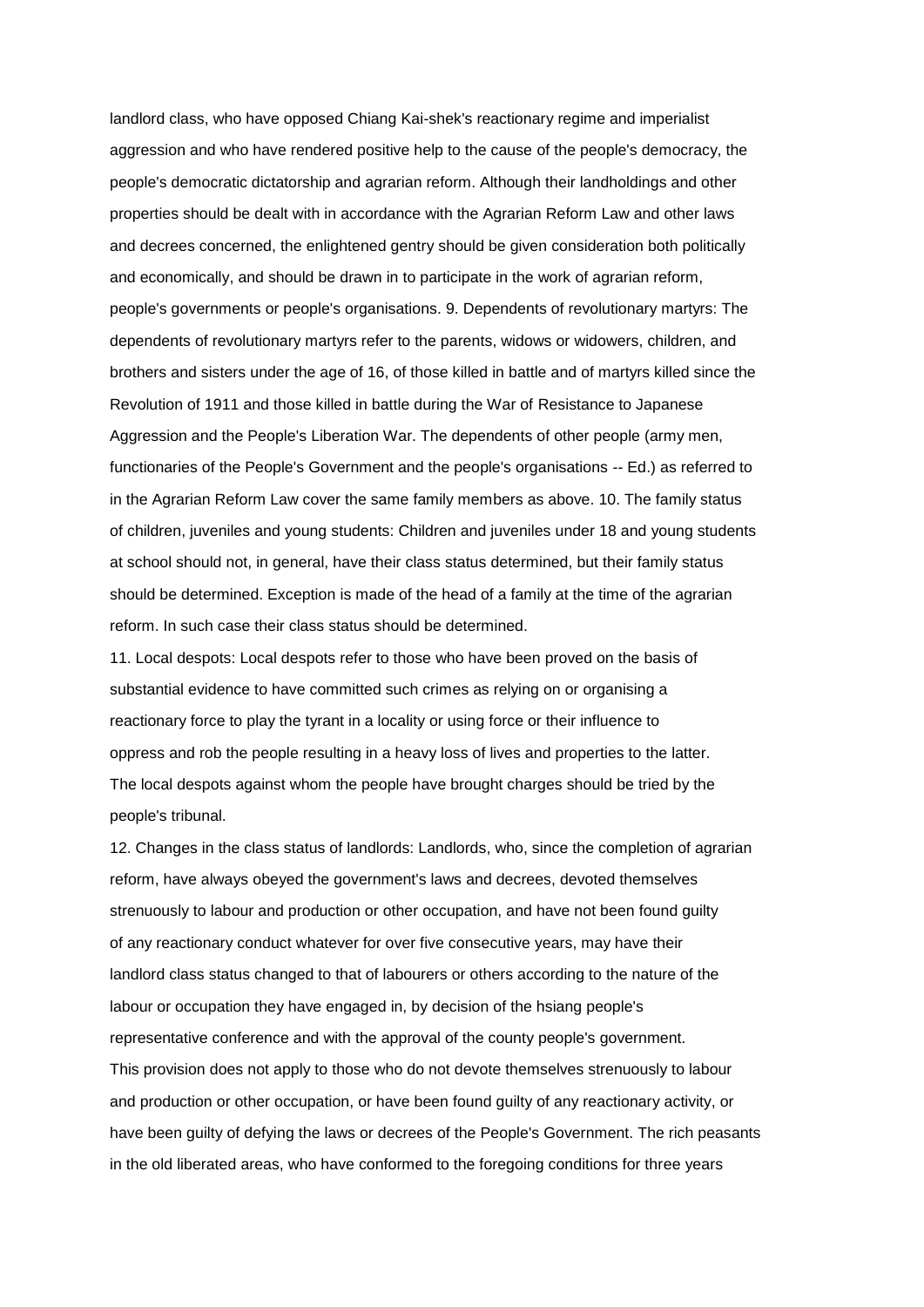landlord class, who have opposed Chiang Kai-shek's reactionary regime and imperialist aggression and who have rendered positive help to the cause of the people's democracy, the people's democratic dictatorship and agrarian reform. Although their landholdings and other properties should be dealt with in accordance with the Agrarian Reform Law and other laws and decrees concerned, the enlightened gentry should be given consideration both politically and economically, and should be drawn in to participate in the work of agrarian reform, people's governments or people's organisations. 9. Dependents of revolutionary martyrs: The dependents of revolutionary martyrs refer to the parents, widows or widowers, children, and brothers and sisters under the age of 16, of those killed in battle and of martyrs killed since the Revolution of 1911 and those killed in battle during the War of Resistance to Japanese Aggression and the People's Liberation War. The dependents of other people (army men, functionaries of the People's Government and the people's organisations -- Ed.) as referred to in the Agrarian Reform Law cover the same family members as above. 10. The family status of children, juveniles and young students: Children and juveniles under 18 and young students at school should not, in general, have their class status determined, but their family status should be determined. Exception is made of the head of a family at the time of the agrarian reform. In such case their class status should be determined.

11. Local despots: Local despots refer to those who have been proved on the basis of substantial evidence to have committed such crimes as relying on or organising a reactionary force to play the tyrant in a locality or using force or their influence to oppress and rob the people resulting in a heavy loss of lives and properties to the latter. The local despots against whom the people have brought charges should be tried by the people's tribunal.

12. Changes in the class status of landlords: Landlords, who, since the completion of agrarian reform, have always obeyed the government's laws and decrees, devoted themselves strenuously to labour and production or other occupation, and have not been found guilty of any reactionary conduct whatever for over five consecutive years, may have their landlord class status changed to that of labourers or others according to the nature of the labour or occupation they have engaged in, by decision of the hsiang people's representative conference and with the approval of the county people's government. This provision does not apply to those who do not devote themselves strenuously to labour and production or other occupation, or have been found guilty of any reactionary activity, or have been guilty of defying the laws or decrees of the People's Government. The rich peasants in the old liberated areas, who have conformed to the foregoing conditions for three years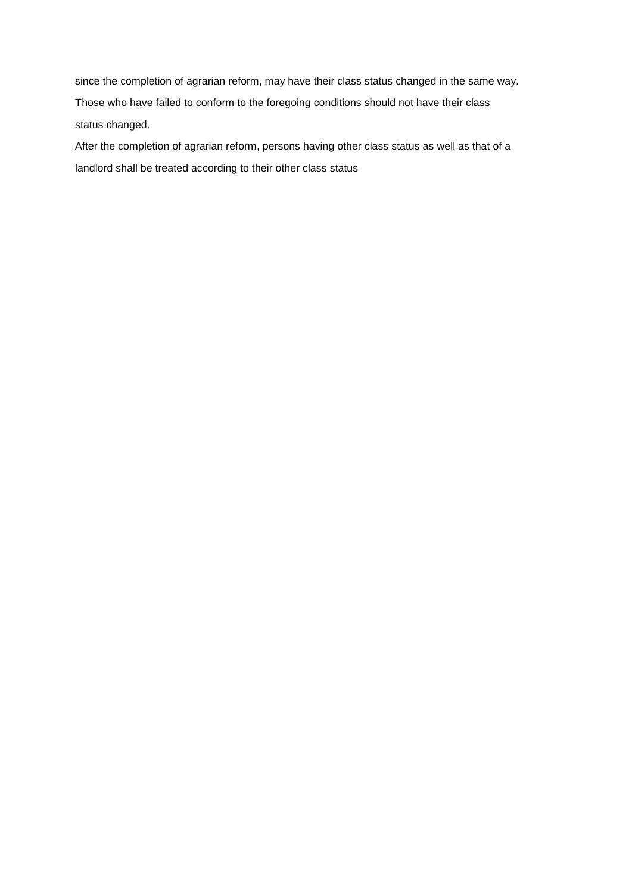since the completion of agrarian reform, may have their class status changed in the same way. Those who have failed to conform to the foregoing conditions should not have their class status changed.

After the completion of agrarian reform, persons having other class status as well as that of a landlord shall be treated according to their other class status